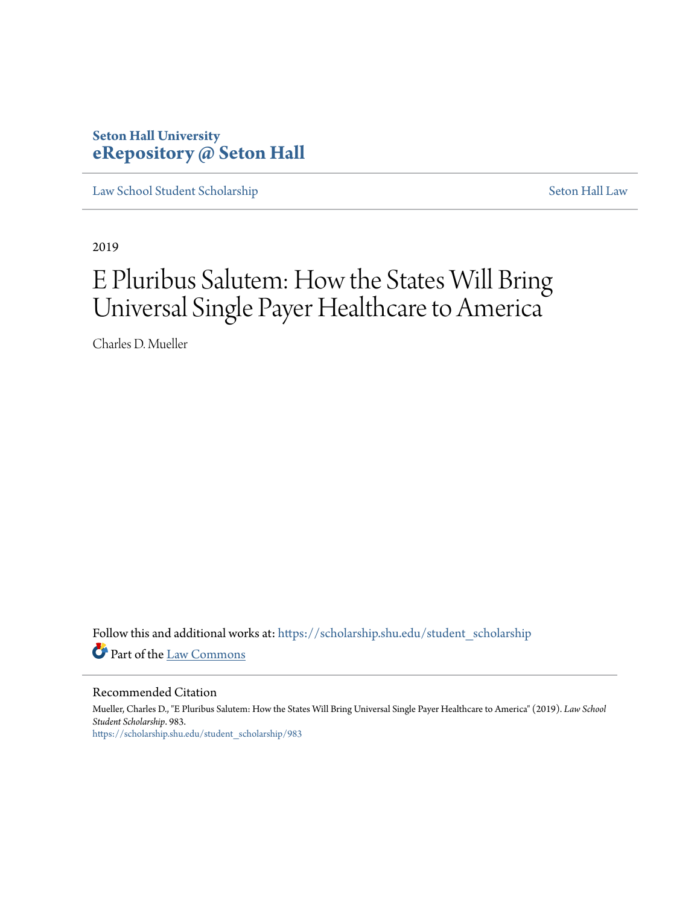**Seton Hall University**
**eRepository @ Seton Hall**

Law School Student Scholarship | Seton Hall Law

2019

# E Pluribus Salutem: How the States Will Bring Universal Single Payer Healthcare to America

Charles D. Mueller

Follow this and additional works at: https://scholarship.shu.edu/student_scholarship

Part of the Law Commons

## Recommended Citation

Mueller, Charles D., "E Pluribus Salutem: How the States Will Bring Universal Single Payer Healthcare to America" (2019). *Law School Student Scholarship*. 983.
https://scholarship.shu.edu/student_scholarship/983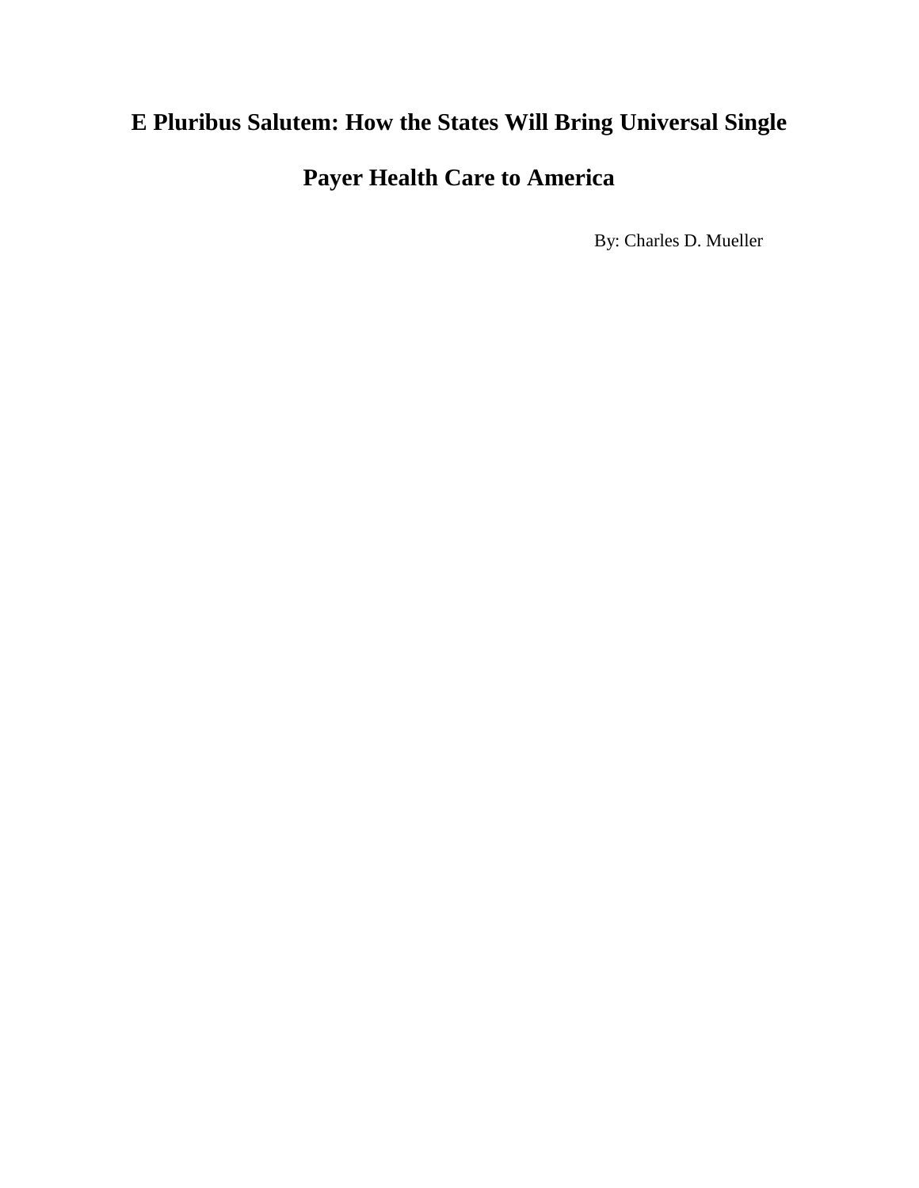# E Pluribus Salutem: How the States Will Bring Universal Single Payer Health Care to America

By: Charles D. Mueller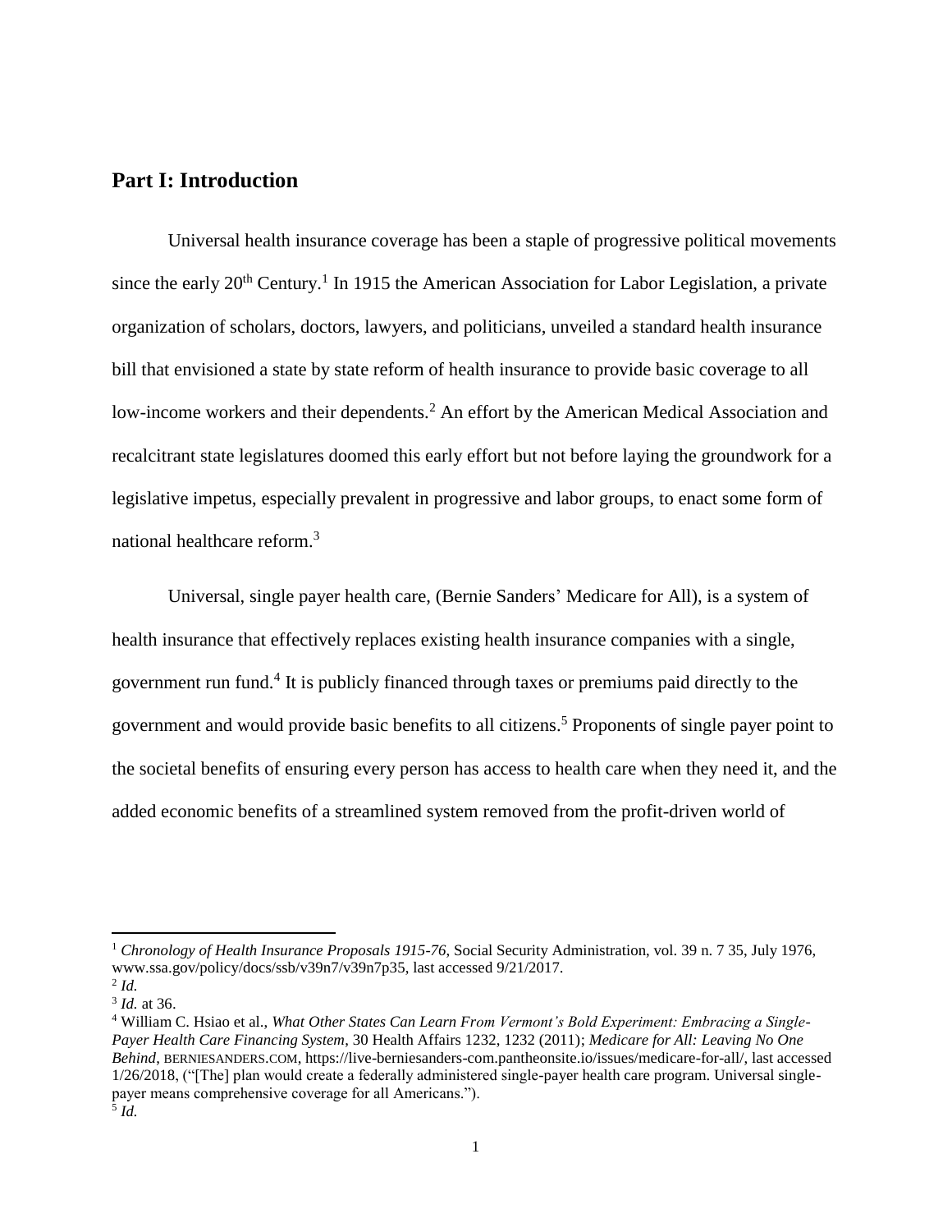## Part I: Introduction

Universal health insurance coverage has been a staple of progressive political movements since the early 20th Century.[1] In 1915 the American Association for Labor Legislation, a private organization of scholars, doctors, lawyers, and politicians, unveiled a standard health insurance bill that envisioned a state by state reform of health insurance to provide basic coverage to all low-income workers and their dependents.[2] An effort by the American Medical Association and recalcitrant state legislatures doomed this early effort but not before laying the groundwork for a legislative impetus, especially prevalent in progressive and labor groups, to enact some form of national healthcare reform.[3]

Universal, single payer health care, (Bernie Sanders' Medicare for All), is a system of health insurance that effectively replaces existing health insurance companies with a single, government run fund.[4] It is publicly financed through taxes or premiums paid directly to the government and would provide basic benefits to all citizens.[5] Proponents of single payer point to the societal benefits of ensuring every person has access to health care when they need it, and the added economic benefits of a streamlined system removed from the profit-driven world of

---

[1] *Chronology of Health Insurance Proposals 1915-76*, Social Security Administration, vol. 39 n. 7 35, July 1976, www.ssa.gov/policy/docs/ssb/v39n7/v39n7p35, last accessed 9/21/2017.

[2] *Id.*

[3] *Id.* at 36.

[4] William C. Hsiao et al., *What Other States Can Learn From Vermont's Bold Experiment: Embracing a Single-Payer Health Care Financing System*, 30 Health Affairs 1232, 1232 (2011); *Medicare for All: Leaving No One Behind*, BERNIESANDERS.COM, https://live-berniesanders-com.pantheonsite.io/issues/medicare-for-all/, last accessed 1/26/2018, ("[The] plan would create a federally administered single-payer health care program. Universal single-payer means comprehensive coverage for all Americans.").

[5] *Id.*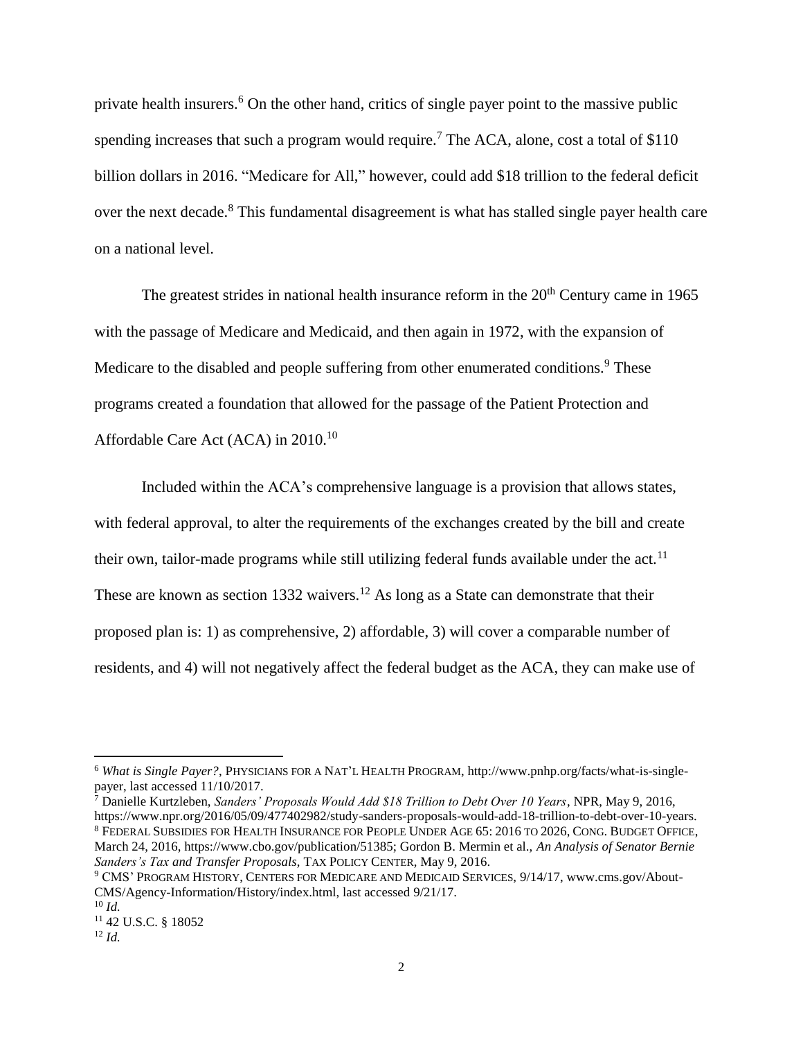private health insurers.[6] On the other hand, critics of single payer point to the massive public spending increases that such a program would require.[7] The ACA, alone, cost a total of $110 billion dollars in 2016. "Medicare for All," however, could add $18 trillion to the federal deficit over the next decade.[8] This fundamental disagreement is what has stalled single payer health care on a national level.

The greatest strides in national health insurance reform in the 20th Century came in 1965 with the passage of Medicare and Medicaid, and then again in 1972, with the expansion of Medicare to the disabled and people suffering from other enumerated conditions.[9] These programs created a foundation that allowed for the passage of the Patient Protection and Affordable Care Act (ACA) in 2010.[10]

Included within the ACA's comprehensive language is a provision that allows states, with federal approval, to alter the requirements of the exchanges created by the bill and create their own, tailor-made programs while still utilizing federal funds available under the act.[11] These are known as section 1332 waivers.[12] As long as a State can demonstrate that their proposed plan is: 1) as comprehensive, 2) affordable, 3) will cover a comparable number of residents, and 4) will not negatively affect the federal budget as the ACA, they can make use of

---

[6] *What is Single Payer?*, PHYSICIANS FOR A NAT'L HEALTH PROGRAM, http://www.pnhp.org/facts/what-is-single-payer, last accessed 11/10/2017.

[7] Danielle Kurtzleben, *Sanders' Proposals Would Add $18 Trillion to Debt Over 10 Years*, NPR, May 9, 2016, https://www.npr.org/2016/05/09/477402982/study-sanders-proposals-would-add-18-trillion-to-debt-over-10-years.

[8] FEDERAL SUBSIDIES FOR HEALTH INSURANCE FOR PEOPLE UNDER AGE 65: 2016 TO 2026, CONG. BUDGET OFFICE, March 24, 2016, https://www.cbo.gov/publication/51385; Gordon B. Mermin et al., *An Analysis of Senator Bernie Sanders's Tax and Transfer Proposals*, TAX POLICY CENTER, May 9, 2016.

[9] CMS' PROGRAM HISTORY, CENTERS FOR MEDICARE AND MEDICAID SERVICES, 9/14/17, www.cms.gov/About-CMS/Agency-Information/History/index.html, last accessed 9/21/17.

[10] *Id.*

[11] 42 U.S.C. § 18052

[12] *Id.*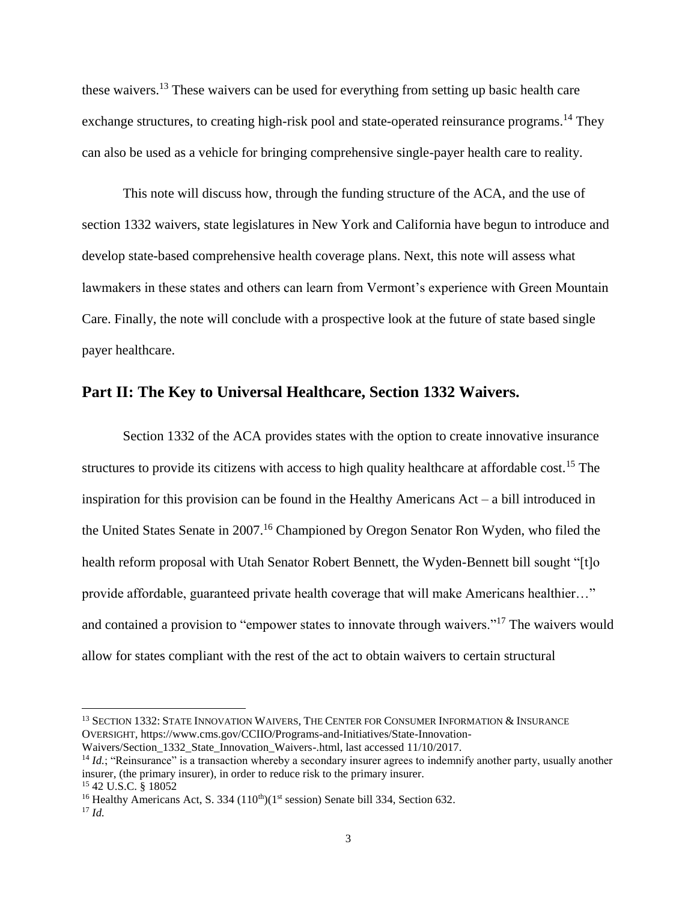these waivers.[13] These waivers can be used for everything from setting up basic health care exchange structures, to creating high-risk pool and state-operated reinsurance programs.[14] They can also be used as a vehicle for bringing comprehensive single-payer health care to reality.

This note will discuss how, through the funding structure of the ACA, and the use of section 1332 waivers, state legislatures in New York and California have begun to introduce and develop state-based comprehensive health coverage plans. Next, this note will assess what lawmakers in these states and others can learn from Vermont's experience with Green Mountain Care. Finally, the note will conclude with a prospective look at the future of state based single payer healthcare.

## Part II: The Key to Universal Healthcare, Section 1332 Waivers.

Section 1332 of the ACA provides states with the option to create innovative insurance structures to provide its citizens with access to high quality healthcare at affordable cost.[15] The inspiration for this provision can be found in the Healthy Americans Act – a bill introduced in the United States Senate in 2007.[16] Championed by Oregon Senator Ron Wyden, who filed the health reform proposal with Utah Senator Robert Bennett, the Wyden-Bennett bill sought "[t]o provide affordable, guaranteed private health coverage that will make Americans healthier…" and contained a provision to "empower states to innovate through waivers."[17] The waivers would allow for states compliant with the rest of the act to obtain waivers to certain structural

---

[13] SECTION 1332: STATE INNOVATION WAIVERS, THE CENTER FOR CONSUMER INFORMATION & INSURANCE OVERSIGHT, https://www.cms.gov/CCIIO/Programs-and-Initiatives/State-Innovation-Waivers/Section_1332_State_Innovation_Waivers-.html, last accessed 11/10/2017.

[14] *Id.*; "Reinsurance" is a transaction whereby a secondary insurer agrees to indemnify another party, usually another insurer, (the primary insurer), in order to reduce risk to the primary insurer.

[15] 42 U.S.C. § 18052

[16] Healthy Americans Act, S. 334 (110th)(1st session) Senate bill 334, Section 632.

[17] *Id.*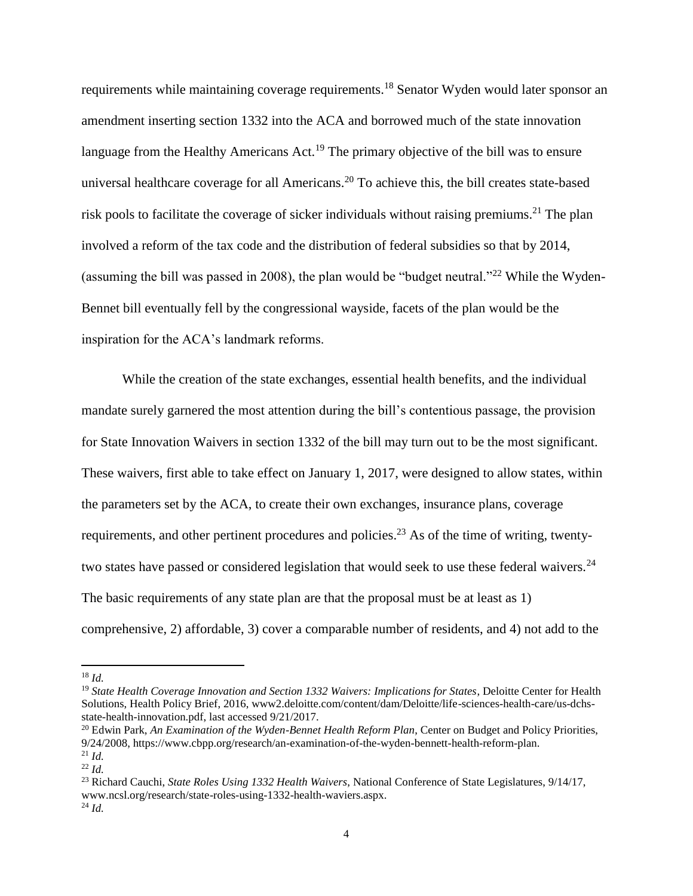requirements while maintaining coverage requirements.[18] Senator Wyden would later sponsor an amendment inserting section 1332 into the ACA and borrowed much of the state innovation language from the Healthy Americans Act.[19] The primary objective of the bill was to ensure universal healthcare coverage for all Americans.[20] To achieve this, the bill creates state-based risk pools to facilitate the coverage of sicker individuals without raising premiums.[21] The plan involved a reform of the tax code and the distribution of federal subsidies so that by 2014, (assuming the bill was passed in 2008), the plan would be "budget neutral."[22] While the Wyden-Bennet bill eventually fell by the congressional wayside, facets of the plan would be the inspiration for the ACA's landmark reforms.

While the creation of the state exchanges, essential health benefits, and the individual mandate surely garnered the most attention during the bill's contentious passage, the provision for State Innovation Waivers in section 1332 of the bill may turn out to be the most significant. These waivers, first able to take effect on January 1, 2017, were designed to allow states, within the parameters set by the ACA, to create their own exchanges, insurance plans, coverage requirements, and other pertinent procedures and policies.[23] As of the time of writing, twenty-two states have passed or considered legislation that would seek to use these federal waivers.[24] The basic requirements of any state plan are that the proposal must be at least as 1) comprehensive, 2) affordable, 3) cover a comparable number of residents, and 4) not add to the

---

[18] *Id.*

[19] *State Health Coverage Innovation and Section 1332 Waivers: Implications for States*, Deloitte Center for Health Solutions, Health Policy Brief, 2016, www2.deloitte.com/content/dam/Deloitte/life-sciences-health-care/us-dchs-state-health-innovation.pdf, last accessed 9/21/2017.

[20] Edwin Park, *An Examination of the Wyden-Bennet Health Reform Plan*, Center on Budget and Policy Priorities, 9/24/2008, https://www.cbpp.org/research/an-examination-of-the-wyden-bennett-health-reform-plan.

[21] *Id.*

[22] *Id.*

[23] Richard Cauchi, *State Roles Using 1332 Health Waivers*, National Conference of State Legislatures, 9/14/17, www.ncsl.org/research/state-roles-using-1332-health-waviers.aspx.

[24] *Id.*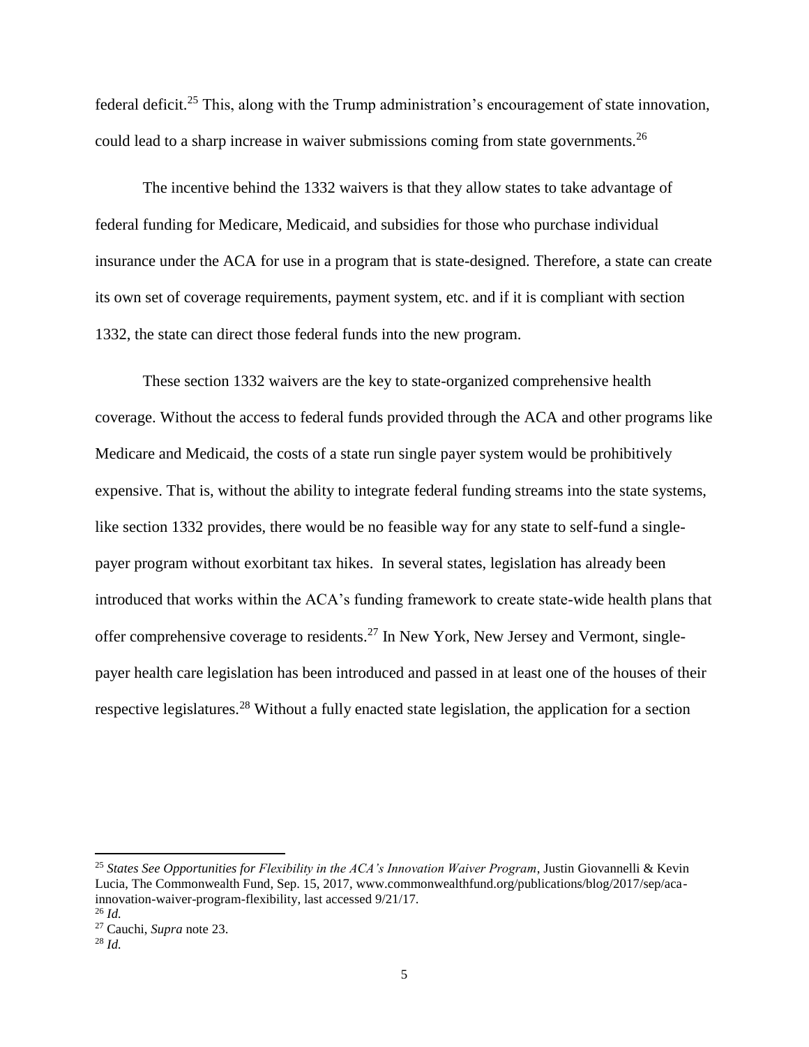federal deficit.[25] This, along with the Trump administration's encouragement of state innovation, could lead to a sharp increase in waiver submissions coming from state governments.[26]

The incentive behind the 1332 waivers is that they allow states to take advantage of federal funding for Medicare, Medicaid, and subsidies for those who purchase individual insurance under the ACA for use in a program that is state-designed. Therefore, a state can create its own set of coverage requirements, payment system, etc. and if it is compliant with section 1332, the state can direct those federal funds into the new program.

These section 1332 waivers are the key to state-organized comprehensive health coverage. Without the access to federal funds provided through the ACA and other programs like Medicare and Medicaid, the costs of a state run single payer system would be prohibitively expensive. That is, without the ability to integrate federal funding streams into the state systems, like section 1332 provides, there would be no feasible way for any state to self-fund a single-payer program without exorbitant tax hikes. In several states, legislation has already been introduced that works within the ACA's funding framework to create state-wide health plans that offer comprehensive coverage to residents.[27] In New York, New Jersey and Vermont, single-payer health care legislation has been introduced and passed in at least one of the houses of their respective legislatures.[28] Without a fully enacted state legislation, the application for a section

---

[25] *States See Opportunities for Flexibility in the ACA's Innovation Waiver Program*, Justin Giovannelli & Kevin Lucia, The Commonwealth Fund, Sep. 15, 2017, www.commonwealthfund.org/publications/blog/2017/sep/aca-innovation-waiver-program-flexibility, last accessed 9/21/17.

[26] *Id.*

[27] Cauchi, *Supra* note 23.

[28] *Id.*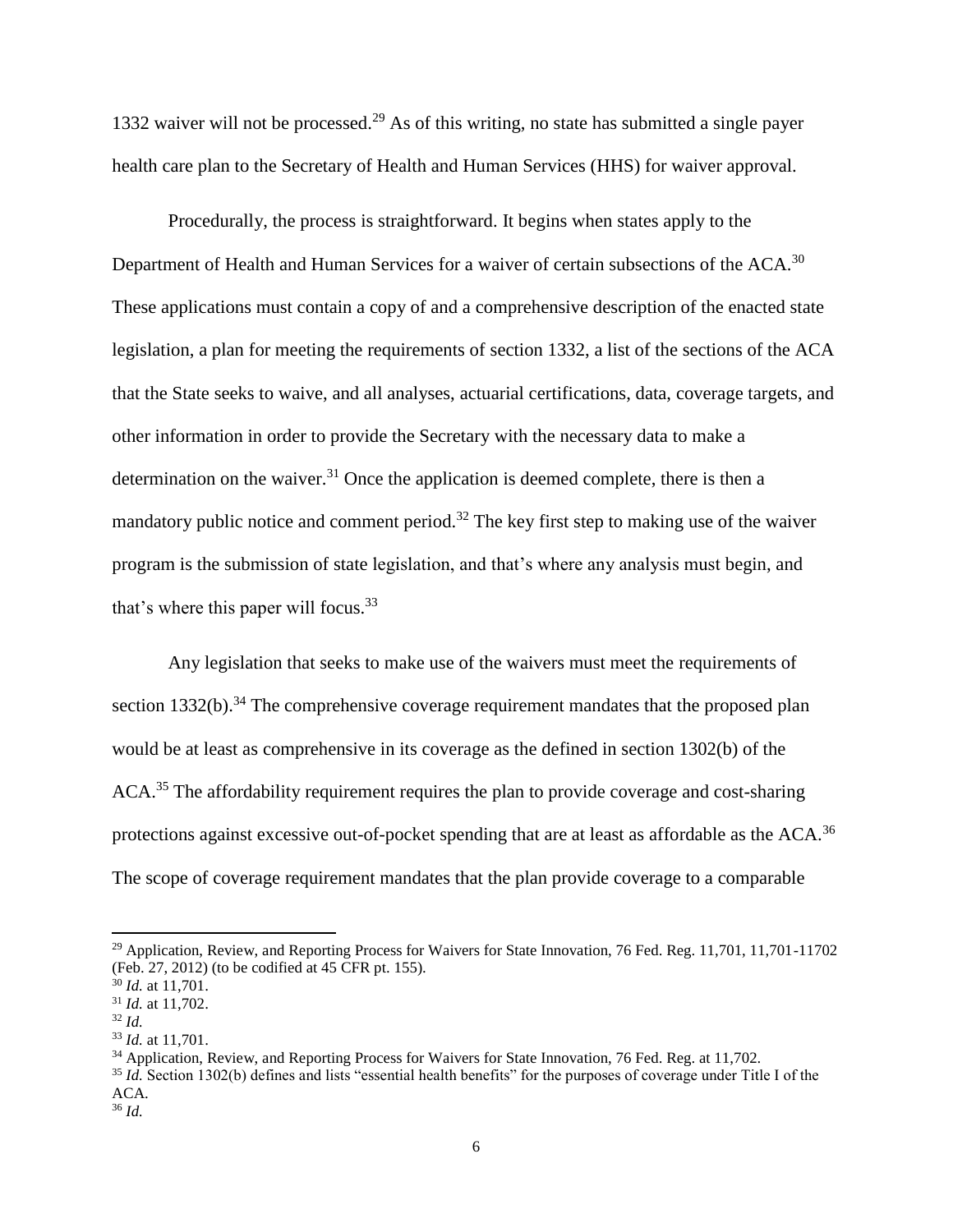1332 waiver will not be processed.[29] As of this writing, no state has submitted a single payer health care plan to the Secretary of Health and Human Services (HHS) for waiver approval.

Procedurally, the process is straightforward. It begins when states apply to the Department of Health and Human Services for a waiver of certain subsections of the ACA.[30] These applications must contain a copy of and a comprehensive description of the enacted state legislation, a plan for meeting the requirements of section 1332, a list of the sections of the ACA that the State seeks to waive, and all analyses, actuarial certifications, data, coverage targets, and other information in order to provide the Secretary with the necessary data to make a determination on the waiver.[31] Once the application is deemed complete, there is then a mandatory public notice and comment period.[32] The key first step to making use of the waiver program is the submission of state legislation, and that's where any analysis must begin, and that's where this paper will focus.[33]

Any legislation that seeks to make use of the waivers must meet the requirements of section 1332(b).[34] The comprehensive coverage requirement mandates that the proposed plan would be at least as comprehensive in its coverage as the defined in section 1302(b) of the ACA.[35] The affordability requirement requires the plan to provide coverage and cost-sharing protections against excessive out-of-pocket spending that are at least as affordable as the ACA.[36] The scope of coverage requirement mandates that the plan provide coverage to a comparable

---

[29] Application, Review, and Reporting Process for Waivers for State Innovation, 76 Fed. Reg. 11,701, 11,701-11702 (Feb. 27, 2012) (to be codified at 45 CFR pt. 155).

[30] *Id.* at 11,701.

[31] *Id.* at 11,702.

[32] *Id.*

[33] *Id.* at 11,701.

[34] Application, Review, and Reporting Process for Waivers for State Innovation, 76 Fed. Reg. at 11,702.

[35] *Id.* Section 1302(b) defines and lists "essential health benefits" for the purposes of coverage under Title I of the ACA.

[36] *Id.*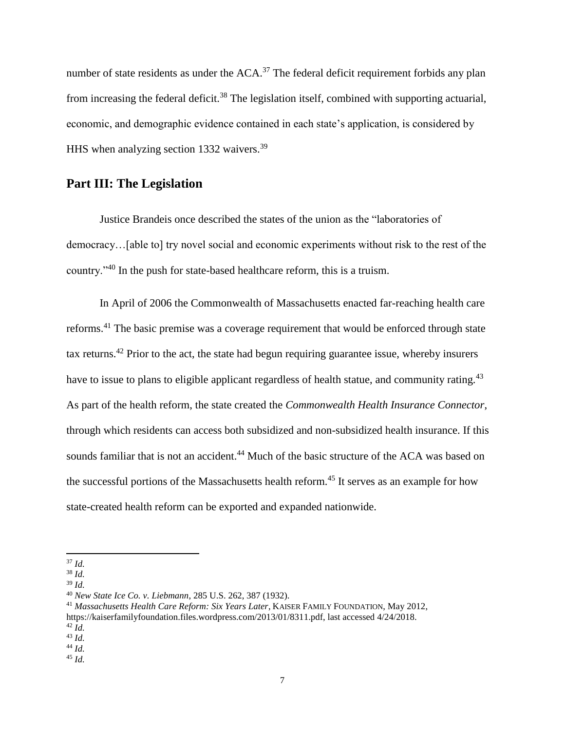number of state residents as under the ACA.[37] The federal deficit requirement forbids any plan from increasing the federal deficit.[38] The legislation itself, combined with supporting actuarial, economic, and demographic evidence contained in each state's application, is considered by HHS when analyzing section 1332 waivers.[39]

## Part III: The Legislation

Justice Brandeis once described the states of the union as the "laboratories of democracy…[able to] try novel social and economic experiments without risk to the rest of the country."[40] In the push for state-based healthcare reform, this is a truism.

In April of 2006 the Commonwealth of Massachusetts enacted far-reaching health care reforms.[41] The basic premise was a coverage requirement that would be enforced through state tax returns.[42] Prior to the act, the state had begun requiring guarantee issue, whereby insurers have to issue to plans to eligible applicant regardless of health statue, and community rating.[43] As part of the health reform, the state created the *Commonwealth Health Insurance Connector*, through which residents can access both subsidized and non-subsidized health insurance. If this sounds familiar that is not an accident.[44] Much of the basic structure of the ACA was based on the successful portions of the Massachusetts health reform.[45] It serves as an example for how state-created health reform can be exported and expanded nationwide.

---

[37] *Id.*
[38] *Id.*
[39] *Id.*
[40] *New State Ice Co. v. Liebmann*, 285 U.S. 262, 387 (1932).
[41] *Massachusetts Health Care Reform: Six Years Later*, KAISER FAMILY FOUNDATION, May 2012, https://kaiserfamilyfoundation.files.wordpress.com/2013/01/8311.pdf, last accessed 4/24/2018.
[42] *Id.*
[43] *Id.*
[44] *Id.*
[45] *Id.*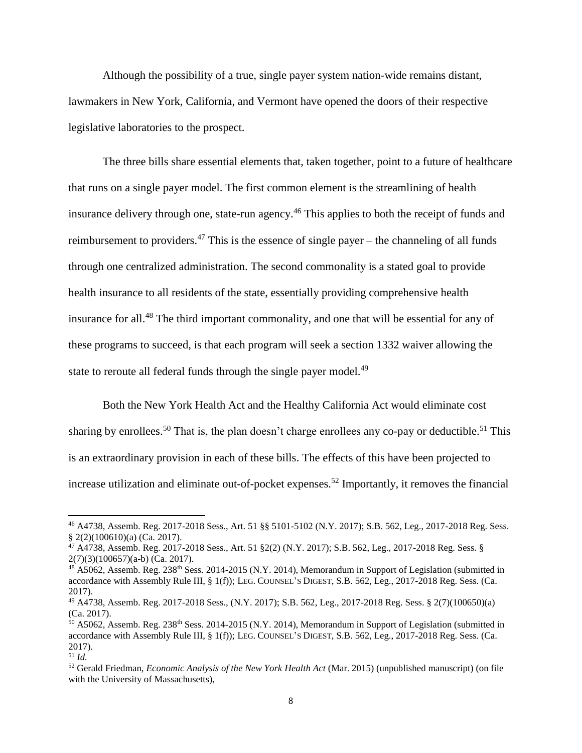Although the possibility of a true, single payer system nation-wide remains distant, lawmakers in New York, California, and Vermont have opened the doors of their respective legislative laboratories to the prospect.

The three bills share essential elements that, taken together, point to a future of healthcare that runs on a single payer model. The first common element is the streamlining of health insurance delivery through one, state-run agency.[46] This applies to both the receipt of funds and reimbursement to providers.[47] This is the essence of single payer – the channeling of all funds through one centralized administration. The second commonality is a stated goal to provide health insurance to all residents of the state, essentially providing comprehensive health insurance for all.[48] The third important commonality, and one that will be essential for any of these programs to succeed, is that each program will seek a section 1332 waiver allowing the state to reroute all federal funds through the single payer model.[49]

Both the New York Health Act and the Healthy California Act would eliminate cost sharing by enrollees.[50] That is, the plan doesn't charge enrollees any co-pay or deductible.[51] This is an extraordinary provision in each of these bills. The effects of this have been projected to increase utilization and eliminate out-of-pocket expenses.[52] Importantly, it removes the financial

---

[46] A4738, Assemb. Reg. 2017-2018 Sess., Art. 51 §§ 5101-5102 (N.Y. 2017); S.B. 562, Leg., 2017-2018 Reg. Sess. § 2(2)(100610)(a) (Ca. 2017).

[47] A4738, Assemb. Reg. 2017-2018 Sess., Art. 51 §2(2) (N.Y. 2017); S.B. 562, Leg., 2017-2018 Reg. Sess. § 2(7)(3)(100657)(a-b) (Ca. 2017).

[48] A5062, Assemb. Reg. 238th Sess. 2014-2015 (N.Y. 2014), Memorandum in Support of Legislation (submitted in accordance with Assembly Rule III, § 1(f)); LEG. COUNSEL'S DIGEST, S.B. 562, Leg., 2017-2018 Reg. Sess. (Ca. 2017).

[49] A4738, Assemb. Reg. 2017-2018 Sess., (N.Y. 2017); S.B. 562, Leg., 2017-2018 Reg. Sess. § 2(7)(100650)(a) (Ca. 2017).

[50] A5062, Assemb. Reg. 238th Sess. 2014-2015 (N.Y. 2014), Memorandum in Support of Legislation (submitted in accordance with Assembly Rule III, § 1(f)); LEG. COUNSEL'S DIGEST, S.B. 562, Leg., 2017-2018 Reg. Sess. (Ca. 2017).

[51] *Id.*

[52] Gerald Friedman, *Economic Analysis of the New York Health Act* (Mar. 2015) (unpublished manuscript) (on file with the University of Massachusetts),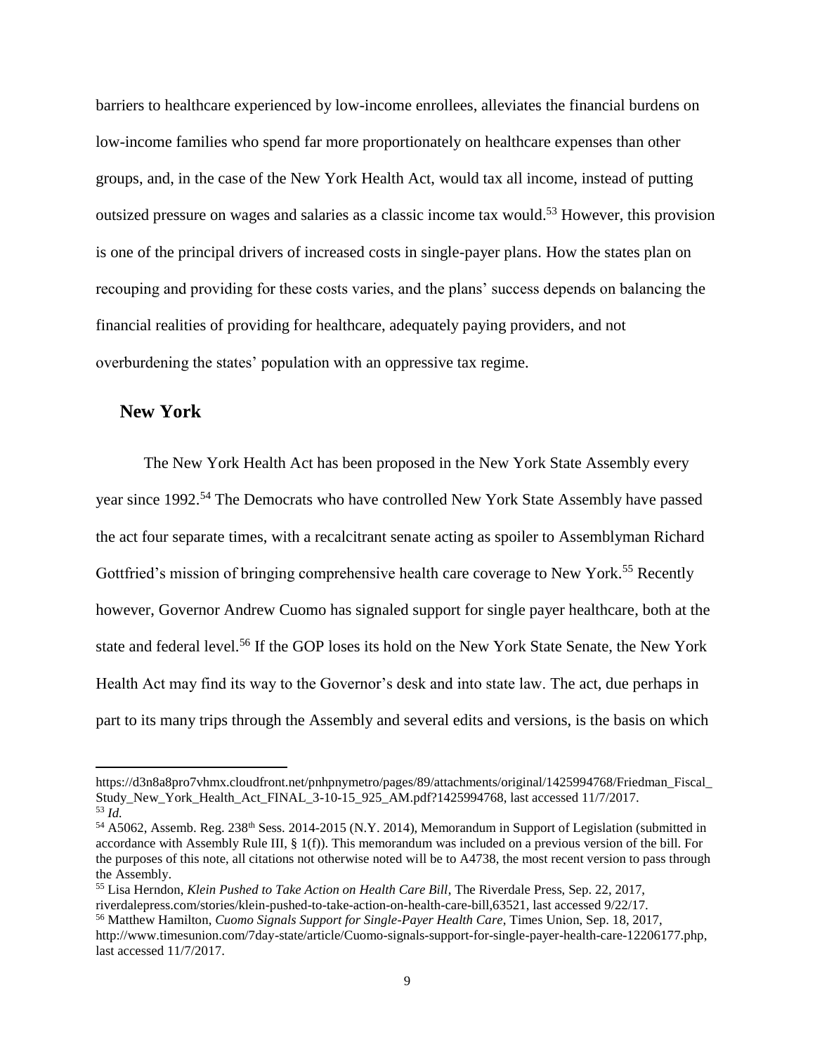barriers to healthcare experienced by low-income enrollees, alleviates the financial burdens on low-income families who spend far more proportionately on healthcare expenses than other groups, and, in the case of the New York Health Act, would tax all income, instead of putting outsized pressure on wages and salaries as a classic income tax would.[53] However, this provision is one of the principal drivers of increased costs in single-payer plans. How the states plan on recouping and providing for these costs varies, and the plans' success depends on balancing the financial realities of providing for healthcare, adequately paying providers, and not overburdening the states' population with an oppressive tax regime.

## New York

The New York Health Act has been proposed in the New York State Assembly every year since 1992.[54] The Democrats who have controlled New York State Assembly have passed the act four separate times, with a recalcitrant senate acting as spoiler to Assemblyman Richard Gottfried's mission of bringing comprehensive health care coverage to New York.[55] Recently however, Governor Andrew Cuomo has signaled support for single payer healthcare, both at the state and federal level.[56] If the GOP loses its hold on the New York State Senate, the New York Health Act may find its way to the Governor's desk and into state law. The act, due perhaps in part to its many trips through the Assembly and several edits and versions, is the basis on which

---

https://d3n8a8pro7vhmx.cloudfront.net/pnhpnymetro/pages/89/attachments/original/1425994768/Friedman_Fiscal_Study_New_York_Health_Act_FINAL_3-10-15_925_AM.pdf?1425994768, last accessed 11/7/2017.

[53] *Id.*

[54] A5062, Assemb. Reg. 238th Sess. 2014-2015 (N.Y. 2014), Memorandum in Support of Legislation (submitted in accordance with Assembly Rule III, § 1(f)). This memorandum was included on a previous version of the bill. For the purposes of this note, all citations not otherwise noted will be to A4738, the most recent version to pass through the Assembly.

[55] Lisa Herndon, *Klein Pushed to Take Action on Health Care Bill*, The Riverdale Press, Sep. 22, 2017, riverdalepress.com/stories/klein-pushed-to-take-action-on-health-care-bill,63521, last accessed 9/22/17.

[56] Matthew Hamilton, *Cuomo Signals Support for Single-Payer Health Care*, Times Union, Sep. 18, 2017, http://www.timesunion.com/7day-state/article/Cuomo-signals-support-for-single-payer-health-care-12206177.php, last accessed 11/7/2017.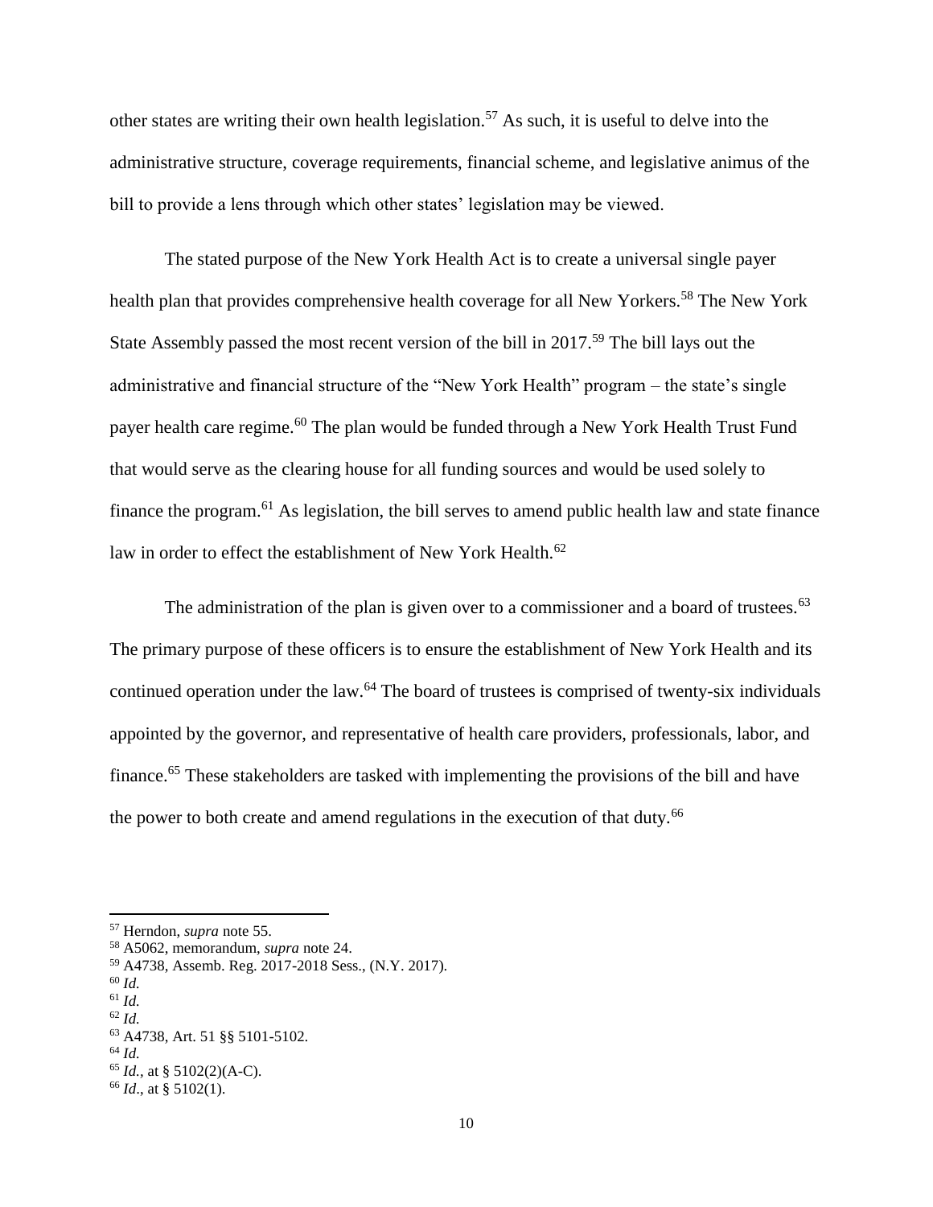other states are writing their own health legislation.[57] As such, it is useful to delve into the administrative structure, coverage requirements, financial scheme, and legislative animus of the bill to provide a lens through which other states' legislation may be viewed.

The stated purpose of the New York Health Act is to create a universal single payer health plan that provides comprehensive health coverage for all New Yorkers.[58] The New York State Assembly passed the most recent version of the bill in 2017.[59] The bill lays out the administrative and financial structure of the "New York Health" program – the state's single payer health care regime.[60] The plan would be funded through a New York Health Trust Fund that would serve as the clearing house for all funding sources and would be used solely to finance the program.[61] As legislation, the bill serves to amend public health law and state finance law in order to effect the establishment of New York Health.[62]

The administration of the plan is given over to a commissioner and a board of trustees.[63] The primary purpose of these officers is to ensure the establishment of New York Health and its continued operation under the law.[64] The board of trustees is comprised of twenty-six individuals appointed by the governor, and representative of health care providers, professionals, labor, and finance.[65] These stakeholders are tasked with implementing the provisions of the bill and have the power to both create and amend regulations in the execution of that duty.[66]

---

[57] Herndon, *supra* note 55.

[58] A5062, memorandum, *supra* note 24.

[59] A4738, Assemb. Reg. 2017-2018 Sess., (N.Y. 2017).

[60] *Id.*

[61] *Id.*

[62] *Id.*

[63] A4738, Art. 51 §§ 5101-5102.

[64] *Id.*

[65] *Id.*, at § 5102(2)(A-C).

[66] *Id*., at § 5102(1).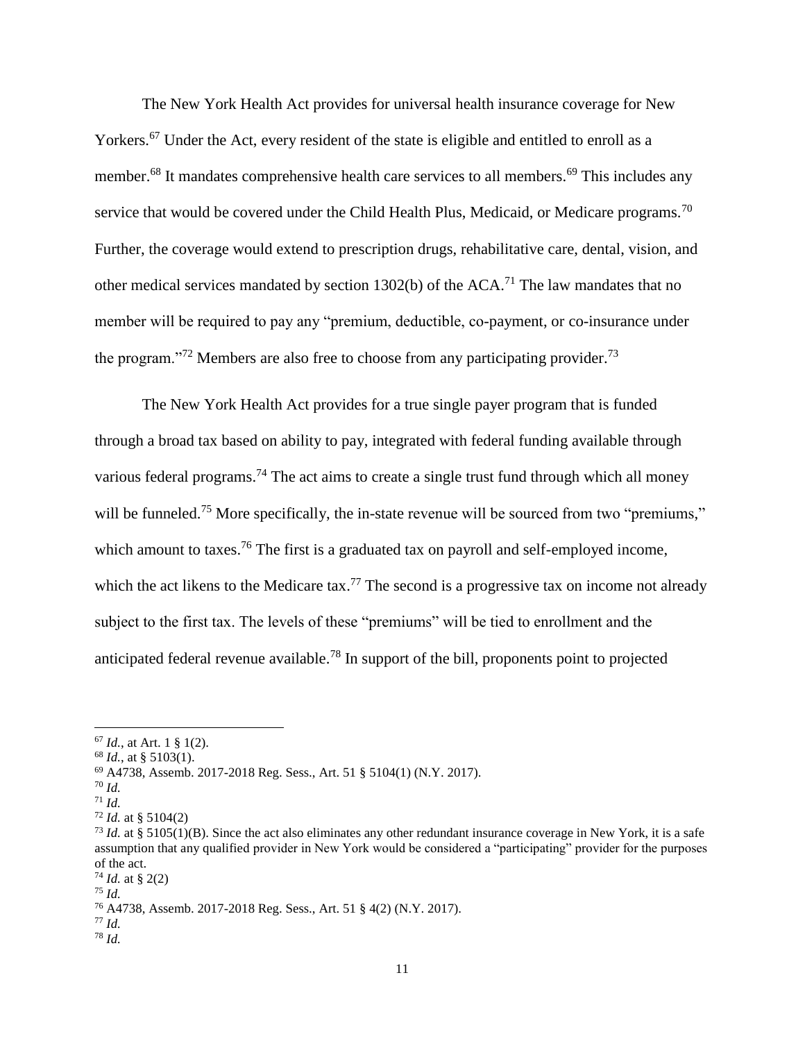The New York Health Act provides for universal health insurance coverage for New Yorkers.[67] Under the Act, every resident of the state is eligible and entitled to enroll as a member.[68] It mandates comprehensive health care services to all members.[69] This includes any service that would be covered under the Child Health Plus, Medicaid, or Medicare programs.[70] Further, the coverage would extend to prescription drugs, rehabilitative care, dental, vision, and other medical services mandated by section 1302(b) of the ACA.[71] The law mandates that no member will be required to pay any "premium, deductible, co-payment, or co-insurance under the program."[72] Members are also free to choose from any participating provider.[73]

The New York Health Act provides for a true single payer program that is funded through a broad tax based on ability to pay, integrated with federal funding available through various federal programs.[74] The act aims to create a single trust fund through which all money will be funneled.[75] More specifically, the in-state revenue will be sourced from two "premiums," which amount to taxes.[76] The first is a graduated tax on payroll and self-employed income, which the act likens to the Medicare tax.[77] The second is a progressive tax on income not already subject to the first tax. The levels of these "premiums" will be tied to enrollment and the anticipated federal revenue available.[78] In support of the bill, proponents point to projected

---

[67] *Id.*, at Art. 1 § 1(2).

[68] *Id.*, at § 5103(1).

[69] A4738, Assemb. 2017-2018 Reg. Sess., Art. 51 § 5104(1) (N.Y. 2017).

[70] *Id.*

[71] *Id.*

[72] *Id.* at § 5104(2)

[73] *Id.* at § 5105(1)(B). Since the act also eliminates any other redundant insurance coverage in New York, it is a safe assumption that any qualified provider in New York would be considered a "participating" provider for the purposes of the act.

[74] *Id.* at § 2(2)

[75] *Id.*

[76] A4738, Assemb. 2017-2018 Reg. Sess., Art. 51 § 4(2) (N.Y. 2017).

[77] *Id.*

[78] *Id.*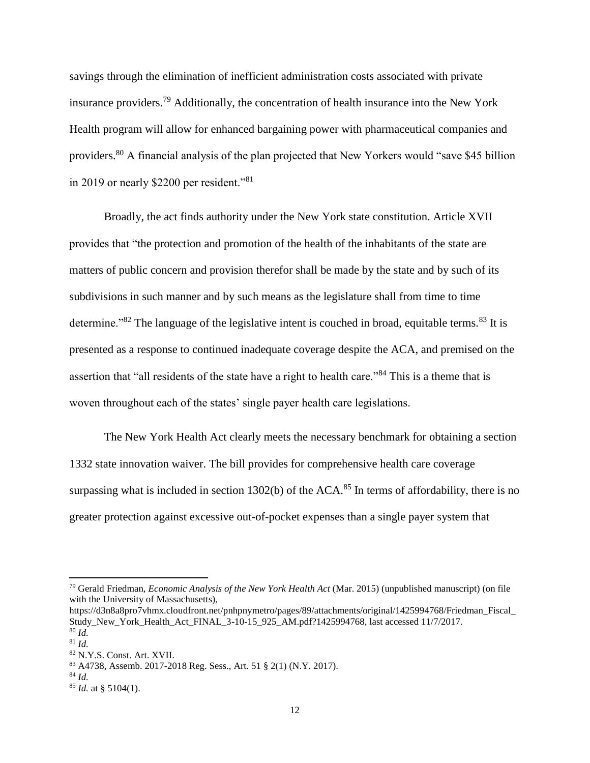savings through the elimination of inefficient administration costs associated with private insurance providers.[79] Additionally, the concentration of health insurance into the New York Health program will allow for enhanced bargaining power with pharmaceutical companies and providers.[80] A financial analysis of the plan projected that New Yorkers would "save $45 billion in 2019 or nearly $2200 per resident."[81]

Broadly, the act finds authority under the New York state constitution. Article XVII provides that "the protection and promotion of the health of the inhabitants of the state are matters of public concern and provision therefor shall be made by the state and by such of its subdivisions in such manner and by such means as the legislature shall from time to time determine."[82] The language of the legislative intent is couched in broad, equitable terms.[83] It is presented as a response to continued inadequate coverage despite the ACA, and premised on the assertion that "all residents of the state have a right to health care."[84] This is a theme that is woven throughout each of the states' single payer health care legislations.

The New York Health Act clearly meets the necessary benchmark for obtaining a section 1332 state innovation waiver. The bill provides for comprehensive health care coverage surpassing what is included in section 1302(b) of the ACA.[85] In terms of affordability, there is no greater protection against excessive out-of-pocket expenses than a single payer system that

---

[79] Gerald Friedman, *Economic Analysis of the New York Health Act* (Mar. 2015) (unpublished manuscript) (on file with the University of Massachusetts), https://d3n8a8pro7vhmx.cloudfront.net/pnhpnymetro/pages/89/attachments/original/1425994768/Friedman_Fiscal_Study_New_York_Health_Act_FINAL_3-10-15_925_AM.pdf?1425994768, last accessed 11/7/2017.

[80] *Id.*

[81] *Id.*

[82] N.Y.S. Const. Art. XVII.

[83] A4738, Assemb. 2017-2018 Reg. Sess., Art. 51 § 2(1) (N.Y. 2017).

[84] *Id.*

[85] *Id.* at § 5104(1).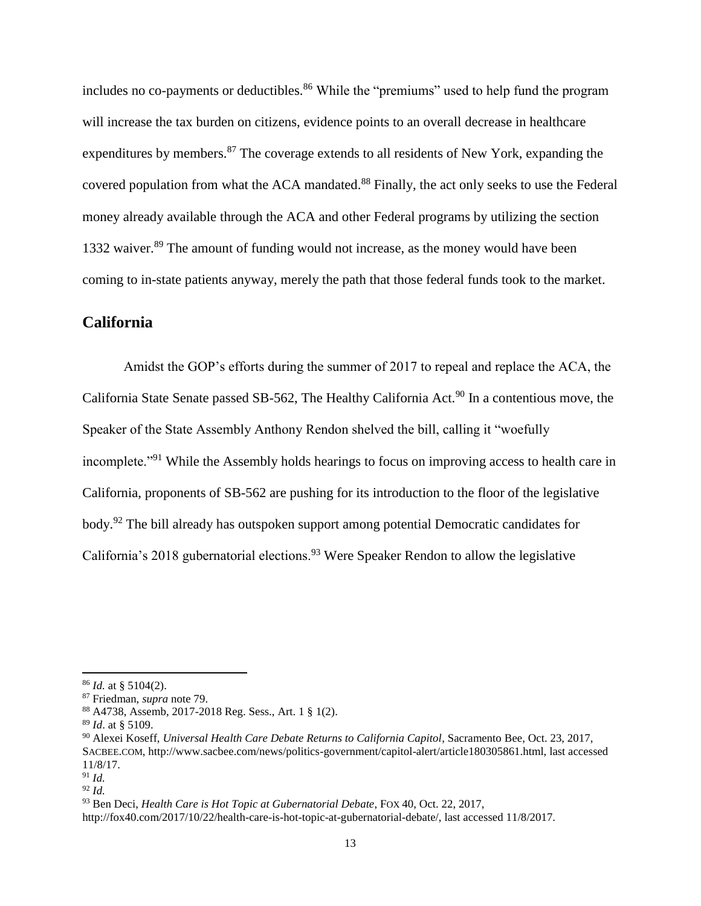includes no co-payments or deductibles.[86] While the "premiums" used to help fund the program will increase the tax burden on citizens, evidence points to an overall decrease in healthcare expenditures by members.[87] The coverage extends to all residents of New York, expanding the covered population from what the ACA mandated.[88] Finally, the act only seeks to use the Federal money already available through the ACA and other Federal programs by utilizing the section 1332 waiver.[89] The amount of funding would not increase, as the money would have been coming to in-state patients anyway, merely the path that those federal funds took to the market.

## California

Amidst the GOP's efforts during the summer of 2017 to repeal and replace the ACA, the California State Senate passed SB-562, The Healthy California Act.[90] In a contentious move, the Speaker of the State Assembly Anthony Rendon shelved the bill, calling it "woefully incomplete."[91] While the Assembly holds hearings to focus on improving access to health care in California, proponents of SB-562 are pushing for its introduction to the floor of the legislative body.[92] The bill already has outspoken support among potential Democratic candidates for California's 2018 gubernatorial elections.[93] Were Speaker Rendon to allow the legislative

---

[86] *Id.* at § 5104(2).

[87] Friedman, *supra* note 79.

[88] A4738, Assemb, 2017-2018 Reg. Sess., Art. 1 § 1(2).

[89] *Id*. at § 5109.

[90] Alexei Koseff, *Universal Health Care Debate Returns to California Capitol*, Sacramento Bee, Oct. 23, 2017, SACBEE.COM, http://www.sacbee.com/news/politics-government/capitol-alert/article180305861.html, last accessed 11/8/17.

[91] *Id.*

[92] *Id.*

[93] Ben Deci, *Health Care is Hot Topic at Gubernatorial Debate*, FOX 40, Oct. 22, 2017, http://fox40.com/2017/10/22/health-care-is-hot-topic-at-gubernatorial-debate/, last accessed 11/8/2017.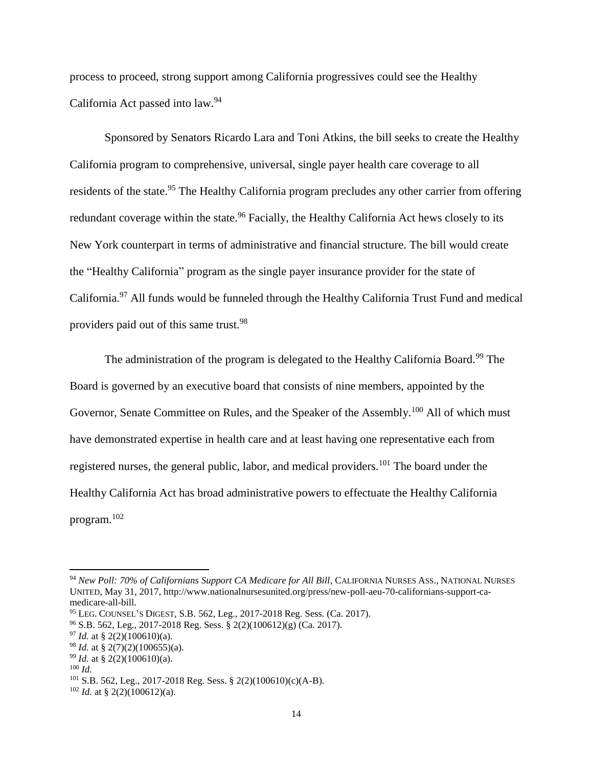process to proceed, strong support among California progressives could see the Healthy California Act passed into law.[94]

Sponsored by Senators Ricardo Lara and Toni Atkins, the bill seeks to create the Healthy California program to comprehensive, universal, single payer health care coverage to all residents of the state.[95] The Healthy California program precludes any other carrier from offering redundant coverage within the state.[96] Facially, the Healthy California Act hews closely to its New York counterpart in terms of administrative and financial structure. The bill would create the "Healthy California" program as the single payer insurance provider for the state of California.[97] All funds would be funneled through the Healthy California Trust Fund and medical providers paid out of this same trust.[98]

The administration of the program is delegated to the Healthy California Board.[99] The Board is governed by an executive board that consists of nine members, appointed by the Governor, Senate Committee on Rules, and the Speaker of the Assembly.[100] All of which must have demonstrated expertise in health care and at least having one representative each from registered nurses, the general public, labor, and medical providers.[101] The board under the Healthy California Act has broad administrative powers to effectuate the Healthy California program.[102]

---

[94] *New Poll: 70% of Californians Support CA Medicare for All Bill*, CALIFORNIA NURSES ASS., NATIONAL NURSES UNITED, May 31, 2017, http://www.nationalnursesunited.org/press/new-poll-aeu-70-californians-support-ca-medicare-all-bill.

[95] LEG. COUNSEL'S DIGEST, S.B. 562, Leg., 2017-2018 Reg. Sess. (Ca. 2017).

[96] S.B. 562, Leg., 2017-2018 Reg. Sess. § 2(2)(100612)(g) (Ca. 2017).

[97] *Id.* at § 2(2)(100610)(a).

[98] *Id.* at § 2(7)(2)(100655)(a).

[99] *Id.* at § 2(2)(100610)(a).

[100] *Id.*

[101] S.B. 562, Leg., 2017-2018 Reg. Sess. § 2(2)(100610)(c)(A-B).

[102] *Id.* at § 2(2)(100612)(a).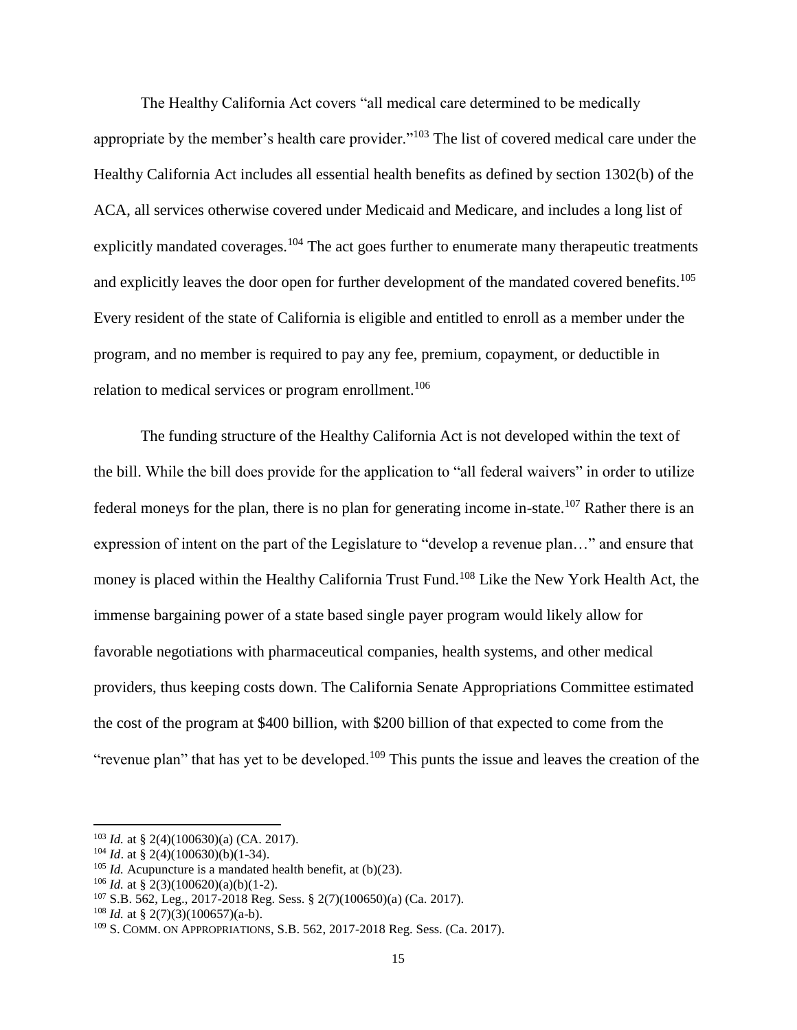The Healthy California Act covers "all medical care determined to be medically appropriate by the member's health care provider."[103] The list of covered medical care under the Healthy California Act includes all essential health benefits as defined by section 1302(b) of the ACA, all services otherwise covered under Medicaid and Medicare, and includes a long list of explicitly mandated coverages.[104] The act goes further to enumerate many therapeutic treatments and explicitly leaves the door open for further development of the mandated covered benefits.[105] Every resident of the state of California is eligible and entitled to enroll as a member under the program, and no member is required to pay any fee, premium, copayment, or deductible in relation to medical services or program enrollment.[106]

The funding structure of the Healthy California Act is not developed within the text of the bill. While the bill does provide for the application to "all federal waivers" in order to utilize federal moneys for the plan, there is no plan for generating income in-state.[107] Rather there is an expression of intent on the part of the Legislature to "develop a revenue plan…" and ensure that money is placed within the Healthy California Trust Fund.[108] Like the New York Health Act, the immense bargaining power of a state based single payer program would likely allow for favorable negotiations with pharmaceutical companies, health systems, and other medical providers, thus keeping costs down. The California Senate Appropriations Committee estimated the cost of the program at $400 billion, with $200 billion of that expected to come from the "revenue plan" that has yet to be developed.[109] This punts the issue and leaves the creation of the

---

[103] *Id.* at § 2(4)(100630)(a) (CA. 2017).

[104] *Id*. at § 2(4)(100630)(b)(1-34).

[105] *Id.* Acupuncture is a mandated health benefit, at (b)(23).

[106] *Id.* at § 2(3)(100620)(a)(b)(1-2).

[107] S.B. 562, Leg., 2017-2018 Reg. Sess. § 2(7)(100650)(a) (Ca. 2017).

[108] *Id.* at § 2(7)(3)(100657)(a-b).

[109] S. COMM. ON APPROPRIATIONS, S.B. 562, 2017-2018 Reg. Sess. (Ca. 2017).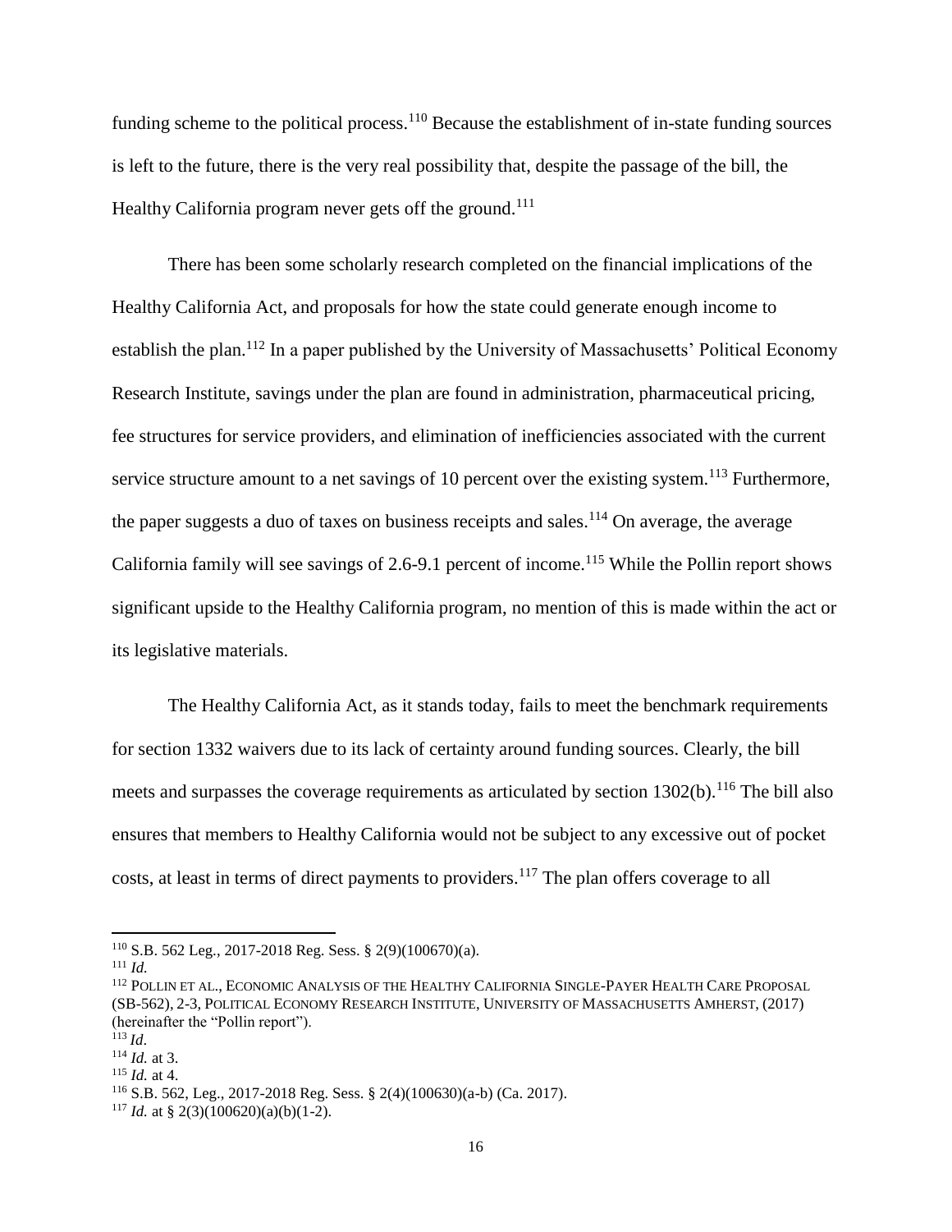funding scheme to the political process.[110] Because the establishment of in-state funding sources is left to the future, there is the very real possibility that, despite the passage of the bill, the Healthy California program never gets off the ground.[111]

There has been some scholarly research completed on the financial implications of the Healthy California Act, and proposals for how the state could generate enough income to establish the plan.[112] In a paper published by the University of Massachusetts' Political Economy Research Institute, savings under the plan are found in administration, pharmaceutical pricing, fee structures for service providers, and elimination of inefficiencies associated with the current service structure amount to a net savings of 10 percent over the existing system.[113] Furthermore, the paper suggests a duo of taxes on business receipts and sales.[114] On average, the average California family will see savings of 2.6-9.1 percent of income.[115] While the Pollin report shows significant upside to the Healthy California program, no mention of this is made within the act or its legislative materials.

The Healthy California Act, as it stands today, fails to meet the benchmark requirements for section 1332 waivers due to its lack of certainty around funding sources. Clearly, the bill meets and surpasses the coverage requirements as articulated by section 1302(b).[116] The bill also ensures that members to Healthy California would not be subject to any excessive out of pocket costs, at least in terms of direct payments to providers.[117] The plan offers coverage to all

---

[110] S.B. 562 Leg., 2017-2018 Reg. Sess. § 2(9)(100670)(a).

[111] *Id.*

[112] Pollin et al., Economic Analysis of the Healthy California Single-Payer Health Care Proposal (SB-562), 2-3, Political Economy Research Institute, University of Massachusetts Amherst, (2017) (hereinafter the "Pollin report").

[113] *Id*.

[114] *Id.* at 3.

[115] *Id.* at 4.

[116] S.B. 562, Leg., 2017-2018 Reg. Sess. § 2(4)(100630)(a-b) (Ca. 2017).

[117] *Id.* at § 2(3)(100620)(a)(b)(1-2).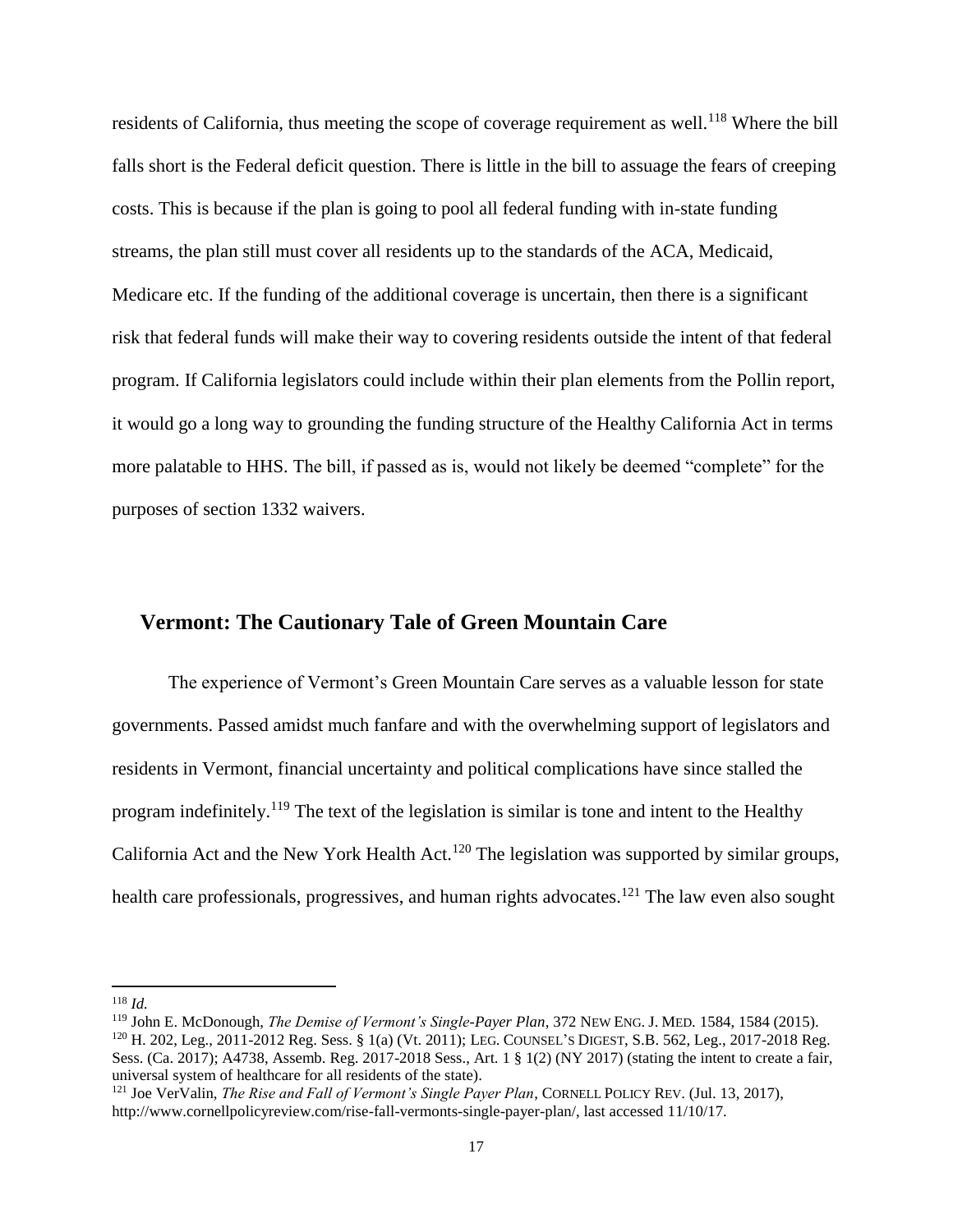residents of California, thus meeting the scope of coverage requirement as well.[118] Where the bill falls short is the Federal deficit question. There is little in the bill to assuage the fears of creeping costs. This is because if the plan is going to pool all federal funding with in-state funding streams, the plan still must cover all residents up to the standards of the ACA, Medicaid, Medicare etc. If the funding of the additional coverage is uncertain, then there is a significant risk that federal funds will make their way to covering residents outside the intent of that federal program. If California legislators could include within their plan elements from the Pollin report, it would go a long way to grounding the funding structure of the Healthy California Act in terms more palatable to HHS. The bill, if passed as is, would not likely be deemed "complete" for the purposes of section 1332 waivers.

## Vermont: The Cautionary Tale of Green Mountain Care

The experience of Vermont's Green Mountain Care serves as a valuable lesson for state governments. Passed amidst much fanfare and with the overwhelming support of legislators and residents in Vermont, financial uncertainty and political complications have since stalled the program indefinitely.[119] The text of the legislation is similar is tone and intent to the Healthy California Act and the New York Health Act.[120] The legislation was supported by similar groups, health care professionals, progressives, and human rights advocates.[121] The law even also sought

---

[118] *Id.*

[119] John E. McDonough, *The Demise of Vermont's Single-Payer Plan*, 372 NEW ENG. J. MED. 1584, 1584 (2015).

[120] H. 202, Leg., 2011-2012 Reg. Sess. § 1(a) (Vt. 2011); LEG. COUNSEL'S DIGEST, S.B. 562, Leg., 2017-2018 Reg. Sess. (Ca. 2017); A4738, Assemb. Reg. 2017-2018 Sess., Art. 1 § 1(2) (NY 2017) (stating the intent to create a fair, universal system of healthcare for all residents of the state).

[121] Joe VerValin, *The Rise and Fall of Vermont's Single Payer Plan*, CORNELL POLICY REV. (Jul. 13, 2017), http://www.cornellpolicyreview.com/rise-fall-vermonts-single-payer-plan/, last accessed 11/10/17.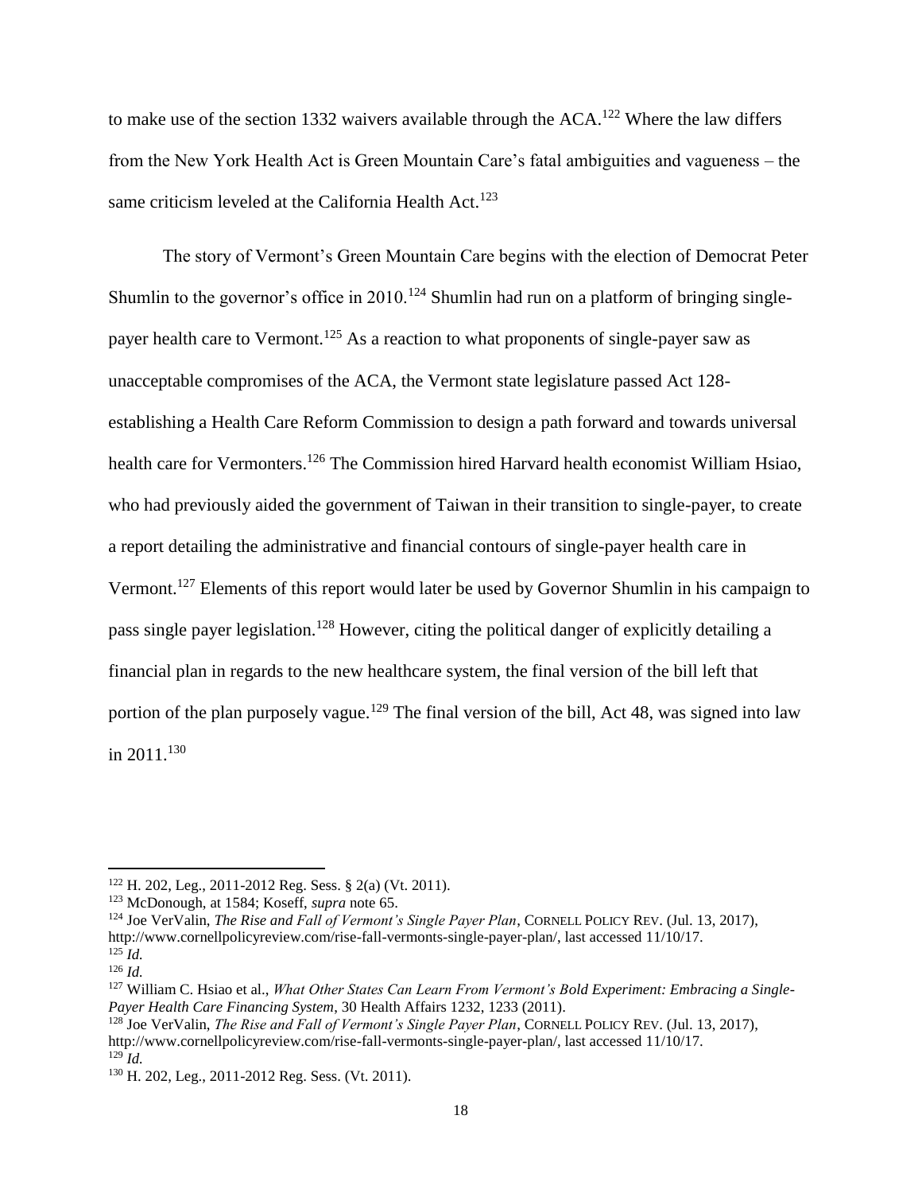to make use of the section 1332 waivers available through the ACA.[122] Where the law differs from the New York Health Act is Green Mountain Care's fatal ambiguities and vagueness – the same criticism leveled at the California Health Act.[123]

The story of Vermont's Green Mountain Care begins with the election of Democrat Peter Shumlin to the governor's office in 2010.[124] Shumlin had run on a platform of bringing single-payer health care to Vermont.[125] As a reaction to what proponents of single-payer saw as unacceptable compromises of the ACA, the Vermont state legislature passed Act 128- establishing a Health Care Reform Commission to design a path forward and towards universal health care for Vermonters.[126] The Commission hired Harvard health economist William Hsiao, who had previously aided the government of Taiwan in their transition to single-payer, to create a report detailing the administrative and financial contours of single-payer health care in Vermont.[127] Elements of this report would later be used by Governor Shumlin in his campaign to pass single payer legislation.[128] However, citing the political danger of explicitly detailing a financial plan in regards to the new healthcare system, the final version of the bill left that portion of the plan purposely vague.[129] The final version of the bill, Act 48, was signed into law in 2011.[130]

---

[122] H. 202, Leg., 2011-2012 Reg. Sess. § 2(a) (Vt. 2011).

[123] McDonough, at 1584; Koseff, *supra* note 65.

[124] Joe VerValin, *The Rise and Fall of Vermont's Single Payer Plan*, CORNELL POLICY REV. (Jul. 13, 2017), http://www.cornellpolicyreview.com/rise-fall-vermonts-single-payer-plan/, last accessed 11/10/17.

[125] *Id.*

[126] *Id.*

[127] William C. Hsiao et al., *What Other States Can Learn From Vermont's Bold Experiment: Embracing a Single-Payer Health Care Financing System*, 30 Health Affairs 1232, 1233 (2011).

[128] Joe VerValin, *The Rise and Fall of Vermont's Single Payer Plan*, CORNELL POLICY REV. (Jul. 13, 2017), http://www.cornellpolicyreview.com/rise-fall-vermonts-single-payer-plan/, last accessed 11/10/17.

[129] *Id.*

[130] H. 202, Leg., 2011-2012 Reg. Sess. (Vt. 2011).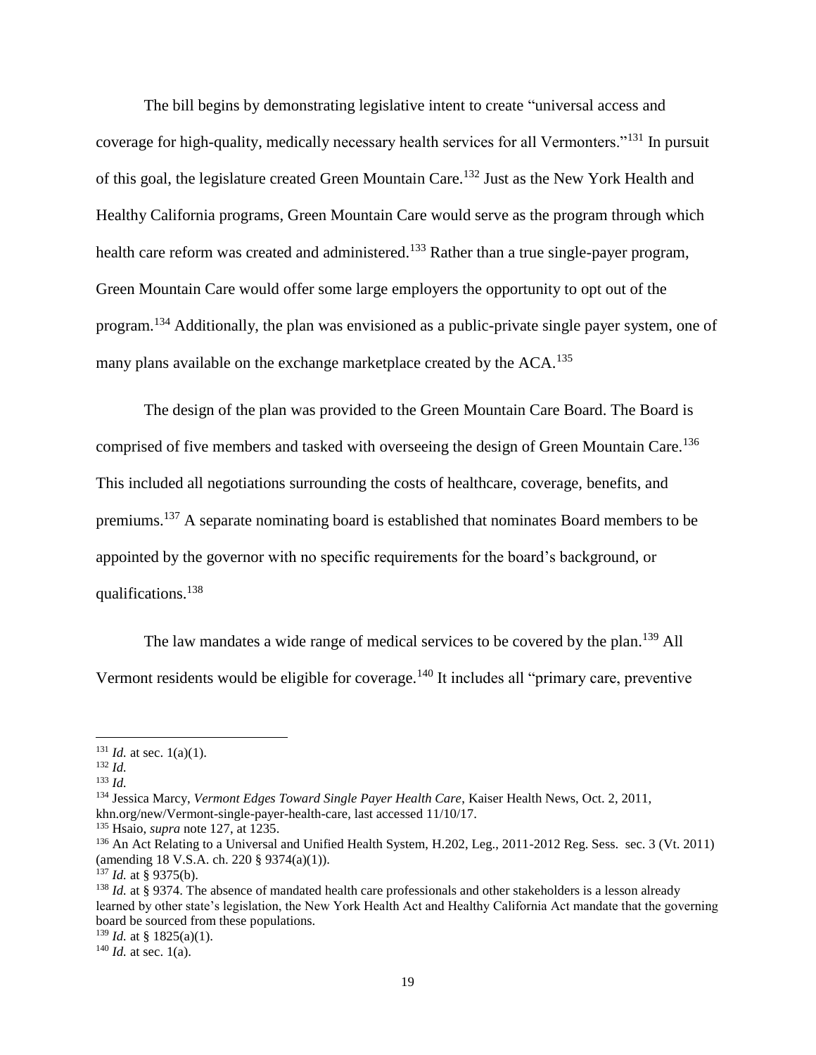The bill begins by demonstrating legislative intent to create "universal access and coverage for high-quality, medically necessary health services for all Vermonters."[131] In pursuit of this goal, the legislature created Green Mountain Care.[132] Just as the New York Health and Healthy California programs, Green Mountain Care would serve as the program through which health care reform was created and administered.[133] Rather than a true single-payer program, Green Mountain Care would offer some large employers the opportunity to opt out of the program.[134] Additionally, the plan was envisioned as a public-private single payer system, one of many plans available on the exchange marketplace created by the ACA.[135]

The design of the plan was provided to the Green Mountain Care Board. The Board is comprised of five members and tasked with overseeing the design of Green Mountain Care.[136] This included all negotiations surrounding the costs of healthcare, coverage, benefits, and premiums.[137] A separate nominating board is established that nominates Board members to be appointed by the governor with no specific requirements for the board's background, or qualifications.[138]

The law mandates a wide range of medical services to be covered by the plan.[139] All Vermont residents would be eligible for coverage.[140] It includes all "primary care, preventive

---

[131] *Id.* at sec. 1(a)(1).

[132] *Id.*

[133] *Id.*

[134] Jessica Marcy, *Vermont Edges Toward Single Payer Health Care*, Kaiser Health News, Oct. 2, 2011, khn.org/new/Vermont-single-payer-health-care, last accessed 11/10/17.

[135] Hsaio, *supra* note 127, at 1235.

[136] An Act Relating to a Universal and Unified Health System, H.202, Leg., 2011-2012 Reg. Sess. sec. 3 (Vt. 2011) (amending 18 V.S.A. ch. 220 § 9374(a)(1)).

[137] *Id.* at § 9375(b).

[138] *Id.* at § 9374. The absence of mandated health care professionals and other stakeholders is a lesson already learned by other state's legislation, the New York Health Act and Healthy California Act mandate that the governing board be sourced from these populations.

[139] *Id.* at § 1825(a)(1).

[140] *Id.* at sec. 1(a).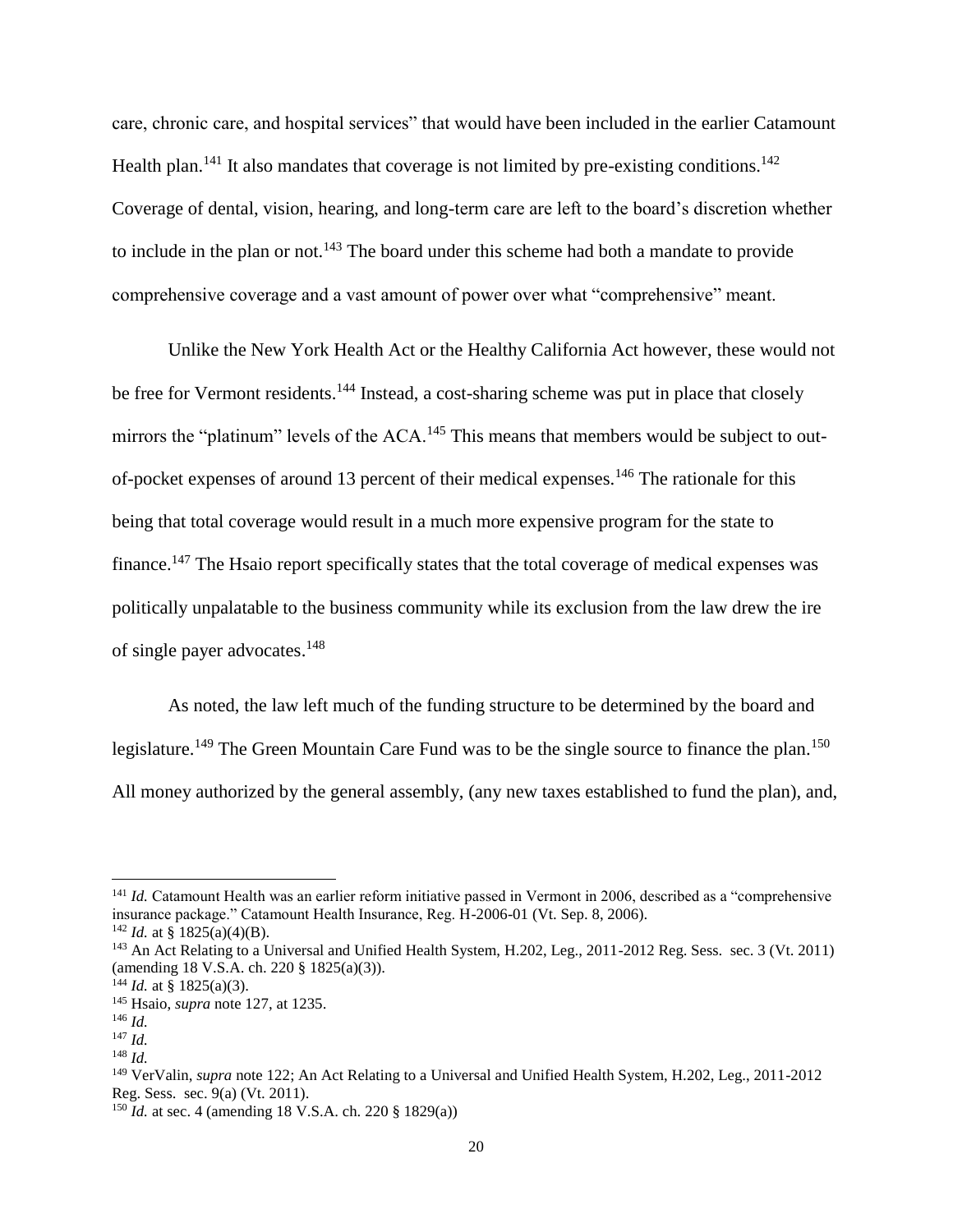care, chronic care, and hospital services" that would have been included in the earlier Catamount Health plan.[141] It also mandates that coverage is not limited by pre-existing conditions.[142] Coverage of dental, vision, hearing, and long-term care are left to the board's discretion whether to include in the plan or not.[143] The board under this scheme had both a mandate to provide comprehensive coverage and a vast amount of power over what "comprehensive" meant.

Unlike the New York Health Act or the Healthy California Act however, these would not be free for Vermont residents.[144] Instead, a cost-sharing scheme was put in place that closely mirrors the "platinum" levels of the ACA.[145] This means that members would be subject to out-of-pocket expenses of around 13 percent of their medical expenses.[146] The rationale for this being that total coverage would result in a much more expensive program for the state to finance.[147] The Hsaio report specifically states that the total coverage of medical expenses was politically unpalatable to the business community while its exclusion from the law drew the ire of single payer advocates.[148]

As noted, the law left much of the funding structure to be determined by the board and legislature.[149] The Green Mountain Care Fund was to be the single source to finance the plan.[150] All money authorized by the general assembly, (any new taxes established to fund the plan), and,

---

[141] *Id.* Catamount Health was an earlier reform initiative passed in Vermont in 2006, described as a "comprehensive insurance package." Catamount Health Insurance, Reg. H-2006-01 (Vt. Sep. 8, 2006).

[142] *Id.* at § 1825(a)(4)(B).

[143] An Act Relating to a Universal and Unified Health System, H.202, Leg., 2011-2012 Reg. Sess. sec. 3 (Vt. 2011) (amending 18 V.S.A. ch. 220 § 1825(a)(3)).

[144] *Id.* at § 1825(a)(3).

[145] Hsaio, *supra* note 127, at 1235.

[146] *Id.*

[147] *Id.*

[148] *Id.*

[149] VerValin, *supra* note 122; An Act Relating to a Universal and Unified Health System, H.202, Leg., 2011-2012 Reg. Sess. sec. 9(a) (Vt. 2011).

[150] *Id.* at sec. 4 (amending 18 V.S.A. ch. 220 § 1829(a))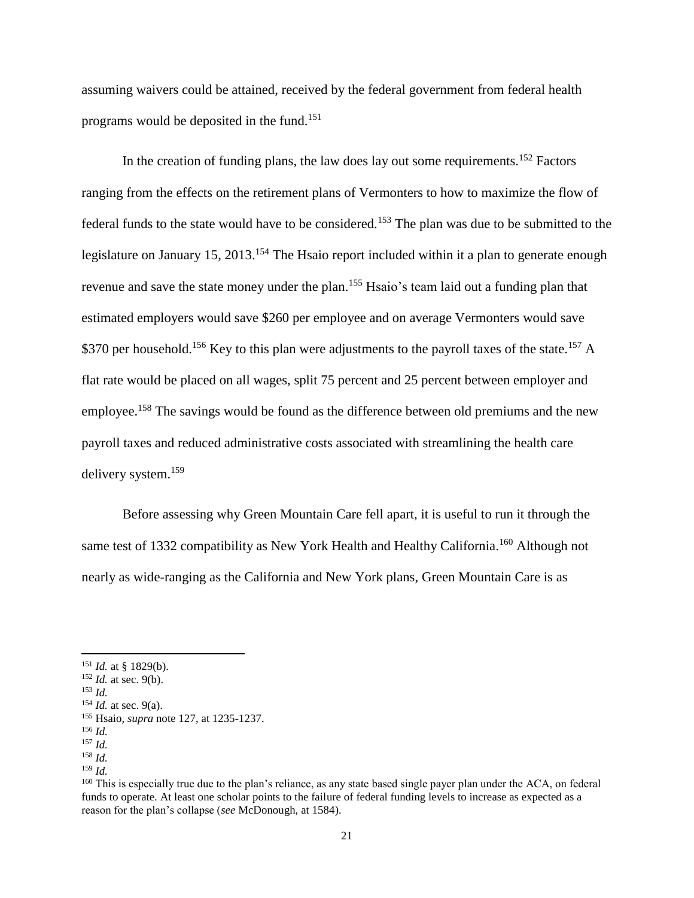assuming waivers could be attained, received by the federal government from federal health programs would be deposited in the fund.[151]

In the creation of funding plans, the law does lay out some requirements.[152] Factors ranging from the effects on the retirement plans of Vermonters to how to maximize the flow of federal funds to the state would have to be considered.[153] The plan was due to be submitted to the legislature on January 15, 2013.[154] The Hsaio report included within it a plan to generate enough revenue and save the state money under the plan.[155] Hsaio's team laid out a funding plan that estimated employers would save $260 per employee and on average Vermonters would save $370 per household.[156] Key to this plan were adjustments to the payroll taxes of the state.[157] A flat rate would be placed on all wages, split 75 percent and 25 percent between employer and employee.[158] The savings would be found as the difference between old premiums and the new payroll taxes and reduced administrative costs associated with streamlining the health care delivery system.[159]

Before assessing why Green Mountain Care fell apart, it is useful to run it through the same test of 1332 compatibility as New York Health and Healthy California.[160] Although not nearly as wide-ranging as the California and New York plans, Green Mountain Care is as

---

[151] *Id.* at § 1829(b).
[152] *Id.* at sec. 9(b).
[153] *Id.*
[154] *Id.* at sec. 9(a).
[155] Hsaio, *supra* note 127, at 1235-1237.
[156] *Id.*
[157] *Id.*
[158] *Id.*
[159] *Id.*
[160] This is especially true due to the plan's reliance, as any state based single payer plan under the ACA, on federal funds to operate. At least one scholar points to the failure of federal funding levels to increase as expected as a reason for the plan's collapse (*see* McDonough, at 1584).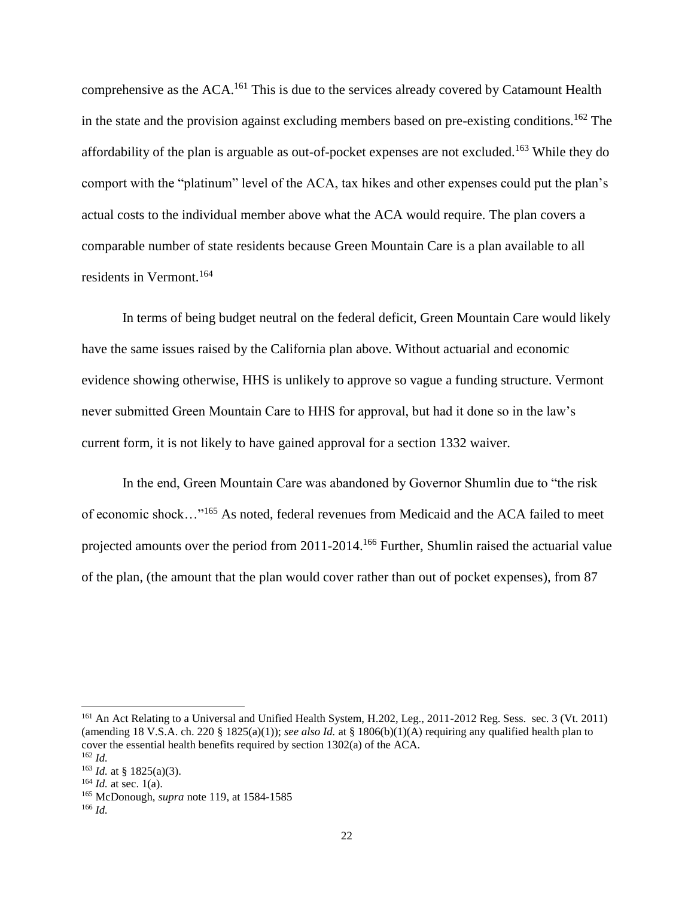comprehensive as the ACA.[161] This is due to the services already covered by Catamount Health in the state and the provision against excluding members based on pre-existing conditions.[162] The affordability of the plan is arguable as out-of-pocket expenses are not excluded.[163] While they do comport with the "platinum" level of the ACA, tax hikes and other expenses could put the plan's actual costs to the individual member above what the ACA would require. The plan covers a comparable number of state residents because Green Mountain Care is a plan available to all residents in Vermont.[164]

In terms of being budget neutral on the federal deficit, Green Mountain Care would likely have the same issues raised by the California plan above. Without actuarial and economic evidence showing otherwise, HHS is unlikely to approve so vague a funding structure. Vermont never submitted Green Mountain Care to HHS for approval, but had it done so in the law's current form, it is not likely to have gained approval for a section 1332 waiver.

In the end, Green Mountain Care was abandoned by Governor Shumlin due to "the risk of economic shock…"[165] As noted, federal revenues from Medicaid and the ACA failed to meet projected amounts over the period from 2011-2014.[166] Further, Shumlin raised the actuarial value of the plan, (the amount that the plan would cover rather than out of pocket expenses), from 87

---

[161] An Act Relating to a Universal and Unified Health System, H.202, Leg., 2011-2012 Reg. Sess. sec. 3 (Vt. 2011) (amending 18 V.S.A. ch. 220 § 1825(a)(1)); *see also Id.* at § 1806(b)(1)(A) requiring any qualified health plan to cover the essential health benefits required by section 1302(a) of the ACA.

[162] *Id.*

[163] *Id.* at § 1825(a)(3).

[164] *Id.* at sec. 1(a).

[165] McDonough, *supra* note 119, at 1584-1585

[166] *Id.*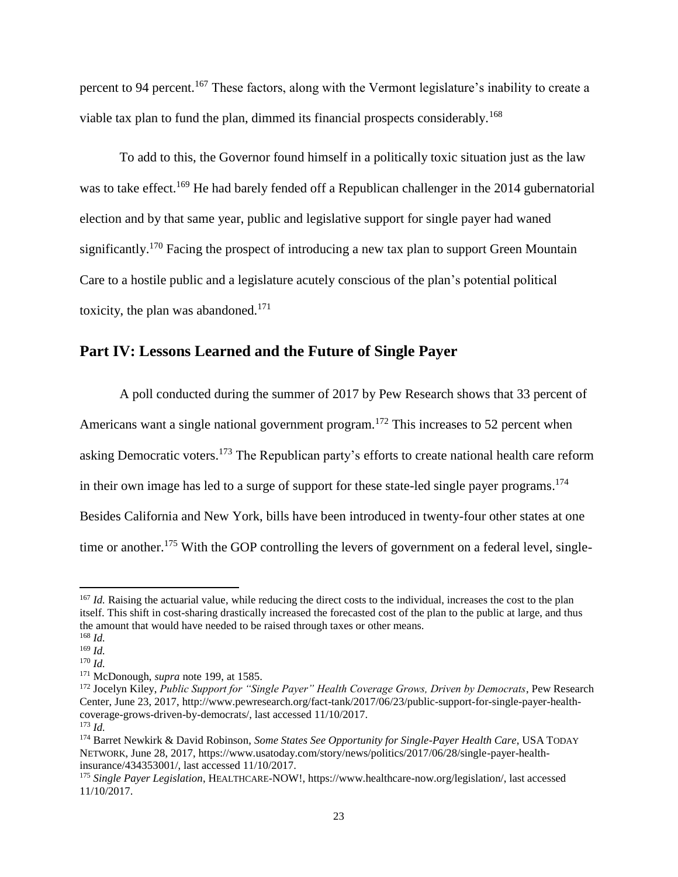percent to 94 percent.[167] These factors, along with the Vermont legislature's inability to create a viable tax plan to fund the plan, dimmed its financial prospects considerably.[168]

To add to this, the Governor found himself in a politically toxic situation just as the law was to take effect.[169] He had barely fended off a Republican challenger in the 2014 gubernatorial election and by that same year, public and legislative support for single payer had waned significantly.[170] Facing the prospect of introducing a new tax plan to support Green Mountain Care to a hostile public and a legislature acutely conscious of the plan's potential political toxicity, the plan was abandoned.[171]

## Part IV: Lessons Learned and the Future of Single Payer

A poll conducted during the summer of 2017 by Pew Research shows that 33 percent of Americans want a single national government program.[172] This increases to 52 percent when asking Democratic voters.[173] The Republican party's efforts to create national health care reform in their own image has led to a surge of support for these state-led single payer programs.[174] Besides California and New York, bills have been introduced in twenty-four other states at one time or another.[175] With the GOP controlling the levers of government on a federal level, single-

---

[167] *Id.* Raising the actuarial value, while reducing the direct costs to the individual, increases the cost to the plan itself. This shift in cost-sharing drastically increased the forecasted cost of the plan to the public at large, and thus the amount that would have needed to be raised through taxes or other means.

[168] *Id.*

[169] *Id.*

[170] *Id.*

[171] McDonough, *supra* note 199, at 1585.

[172] Jocelyn Kiley, *Public Support for "Single Payer" Health Coverage Grows, Driven by Democrats*, Pew Research Center, June 23, 2017, http://www.pewresearch.org/fact-tank/2017/06/23/public-support-for-single-payer-health-coverage-grows-driven-by-democrats/, last accessed 11/10/2017.

[173] *Id.*

[174] Barret Newkirk & David Robinson, *Some States See Opportunity for Single-Payer Health Care*, USA TODAY NETWORK, June 28, 2017, https://www.usatoday.com/story/news/politics/2017/06/28/single-payer-health-insurance/434353001/, last accessed 11/10/2017.

[175] *Single Payer Legislation*, HEALTHCARE-NOW!, https://www.healthcare-now.org/legislation/, last accessed 11/10/2017.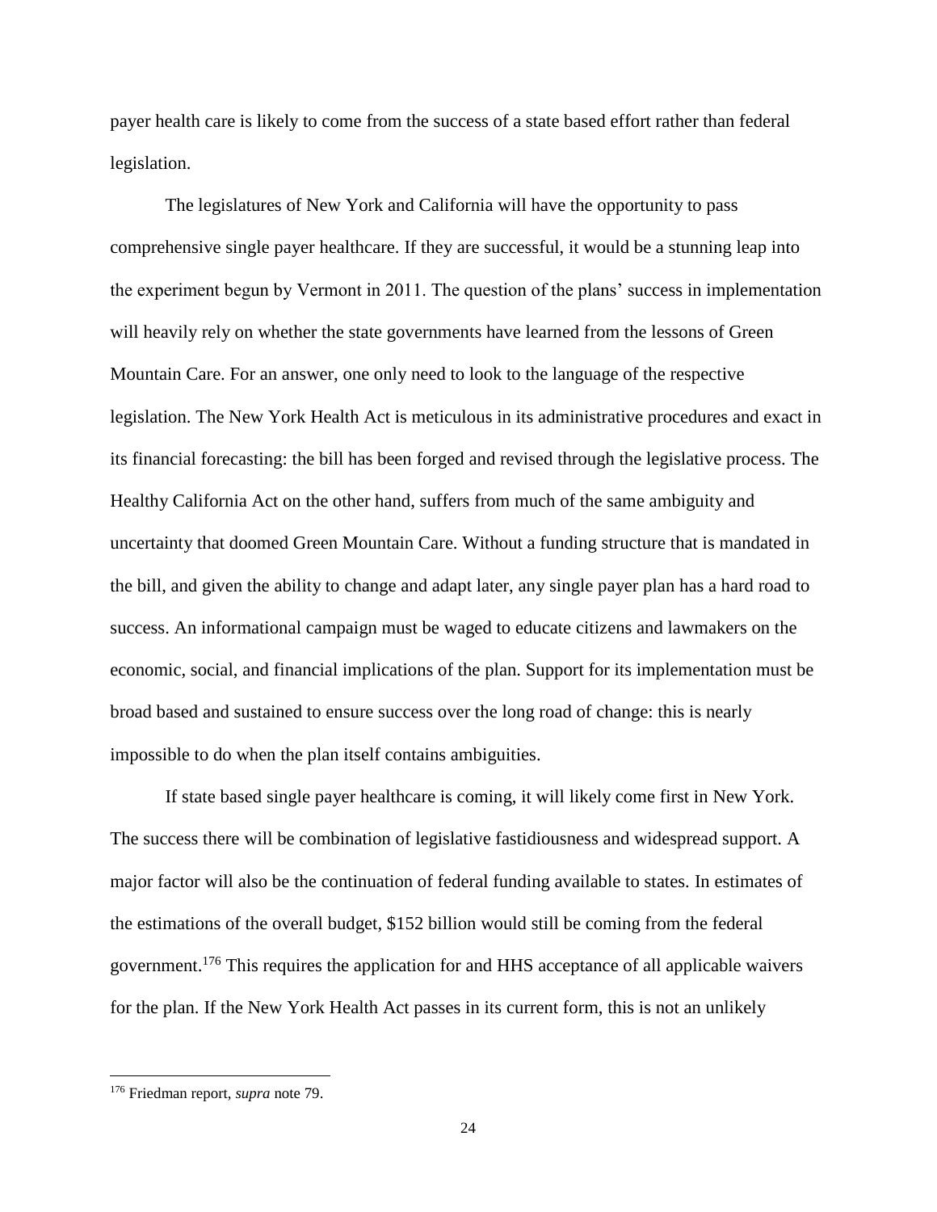payer health care is likely to come from the success of a state based effort rather than federal legislation.

The legislatures of New York and California will have the opportunity to pass comprehensive single payer healthcare. If they are successful, it would be a stunning leap into the experiment begun by Vermont in 2011. The question of the plans' success in implementation will heavily rely on whether the state governments have learned from the lessons of Green Mountain Care. For an answer, one only need to look to the language of the respective legislation. The New York Health Act is meticulous in its administrative procedures and exact in its financial forecasting: the bill has been forged and revised through the legislative process. The Healthy California Act on the other hand, suffers from much of the same ambiguity and uncertainty that doomed Green Mountain Care. Without a funding structure that is mandated in the bill, and given the ability to change and adapt later, any single payer plan has a hard road to success. An informational campaign must be waged to educate citizens and lawmakers on the economic, social, and financial implications of the plan. Support for its implementation must be broad based and sustained to ensure success over the long road of change: this is nearly impossible to do when the plan itself contains ambiguities.

If state based single payer healthcare is coming, it will likely come first in New York. The success there will be combination of legislative fastidiousness and widespread support. A major factor will also be the continuation of federal funding available to states. In estimates of the estimations of the overall budget, $152 billion would still be coming from the federal government.[176] This requires the application for and HHS acceptance of all applicable waivers for the plan. If the New York Health Act passes in its current form, this is not an unlikely

[176] Friedman report, *supra* note 79.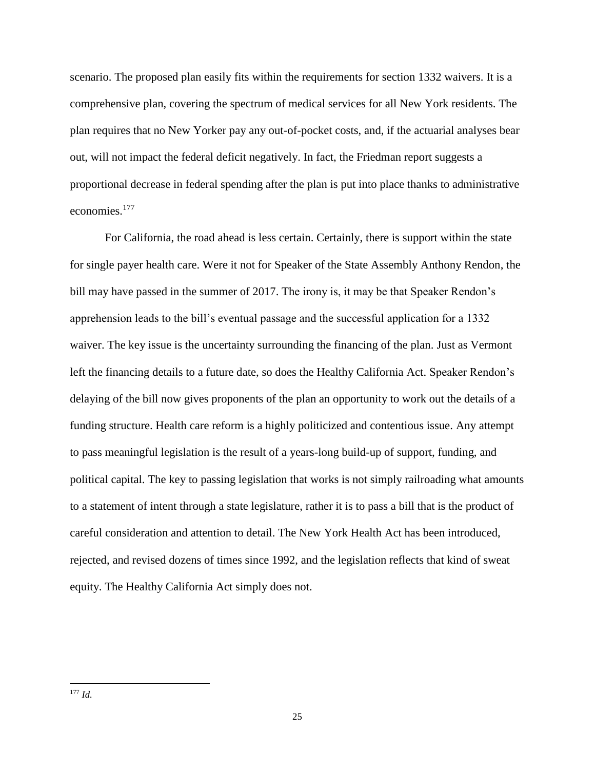scenario. The proposed plan easily fits within the requirements for section 1332 waivers. It is a comprehensive plan, covering the spectrum of medical services for all New York residents. The plan requires that no New Yorker pay any out-of-pocket costs, and, if the actuarial analyses bear out, will not impact the federal deficit negatively. In fact, the Friedman report suggests a proportional decrease in federal spending after the plan is put into place thanks to administrative economies.[177]

For California, the road ahead is less certain. Certainly, there is support within the state for single payer health care. Were it not for Speaker of the State Assembly Anthony Rendon, the bill may have passed in the summer of 2017. The irony is, it may be that Speaker Rendon's apprehension leads to the bill's eventual passage and the successful application for a 1332 waiver. The key issue is the uncertainty surrounding the financing of the plan. Just as Vermont left the financing details to a future date, so does the Healthy California Act. Speaker Rendon's delaying of the bill now gives proponents of the plan an opportunity to work out the details of a funding structure. Health care reform is a highly politicized and contentious issue. Any attempt to pass meaningful legislation is the result of a years-long build-up of support, funding, and political capital. The key to passing legislation that works is not simply railroading what amounts to a statement of intent through a state legislature, rather it is to pass a bill that is the product of careful consideration and attention to detail. The New York Health Act has been introduced, rejected, and revised dozens of times since 1992, and the legislation reflects that kind of sweat equity. The Healthy California Act simply does not.

---

[177] *Id.*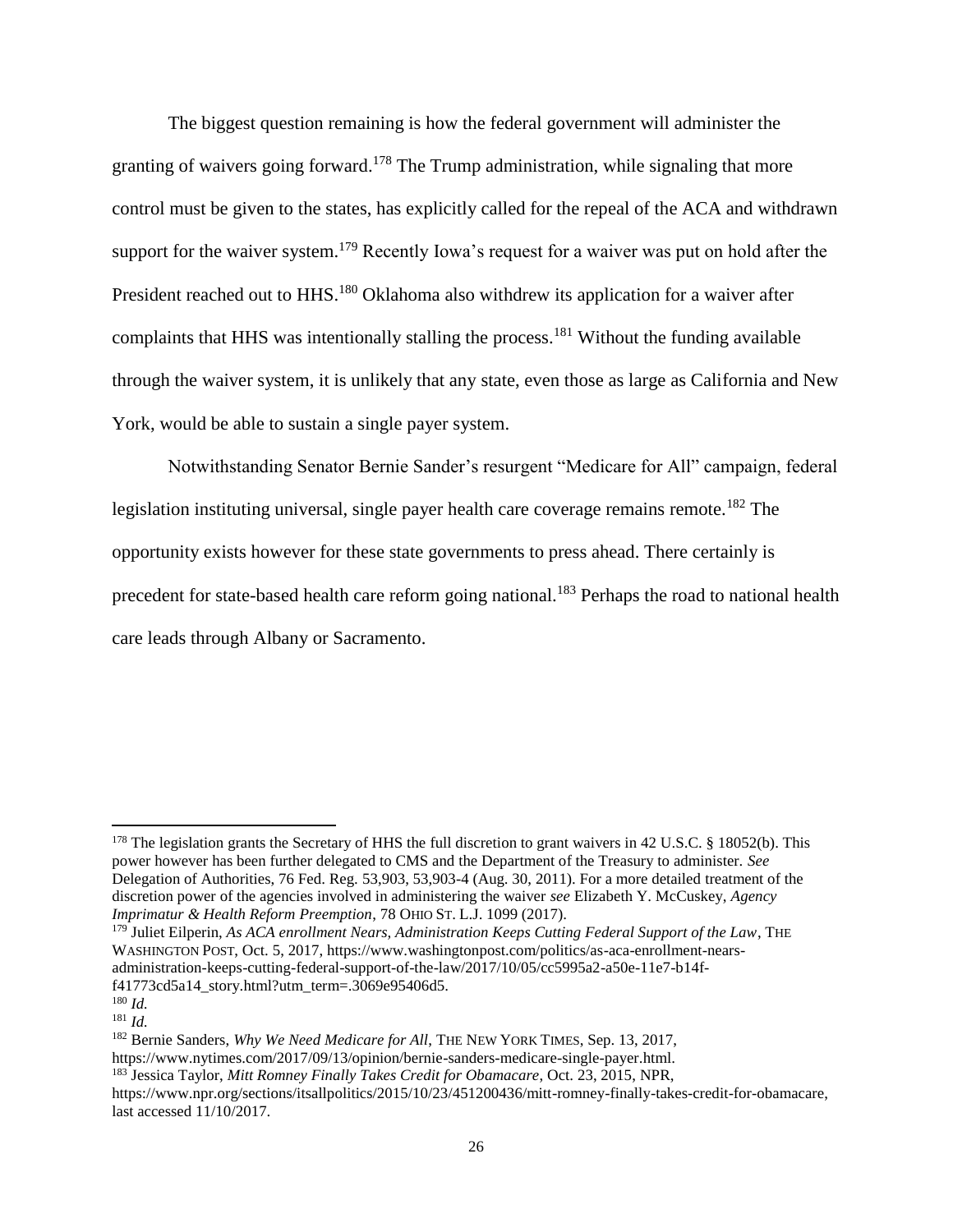The biggest question remaining is how the federal government will administer the granting of waivers going forward.[178] The Trump administration, while signaling that more control must be given to the states, has explicitly called for the repeal of the ACA and withdrawn support for the waiver system.[179] Recently Iowa's request for a waiver was put on hold after the President reached out to HHS.[180] Oklahoma also withdrew its application for a waiver after complaints that HHS was intentionally stalling the process.[181] Without the funding available through the waiver system, it is unlikely that any state, even those as large as California and New York, would be able to sustain a single payer system.

Notwithstanding Senator Bernie Sander's resurgent "Medicare for All" campaign, federal legislation instituting universal, single payer health care coverage remains remote.[182] The opportunity exists however for these state governments to press ahead. There certainly is precedent for state-based health care reform going national.[183] Perhaps the road to national health care leads through Albany or Sacramento.

---

[178] The legislation grants the Secretary of HHS the full discretion to grant waivers in 42 U.S.C. § 18052(b). This power however has been further delegated to CMS and the Department of the Treasury to administer. *See* Delegation of Authorities, 76 Fed. Reg. 53,903, 53,903-4 (Aug. 30, 2011). For a more detailed treatment of the discretion power of the agencies involved in administering the waiver *see* Elizabeth Y. McCuskey, *Agency Imprimatur & Health Reform Preemption*, 78 OHIO ST. L.J. 1099 (2017).

[179] Juliet Eilperin, *As ACA enrollment Nears, Administration Keeps Cutting Federal Support of the Law*, THE WASHINGTON POST, Oct. 5, 2017, https://www.washingtonpost.com/politics/as-aca-enrollment-nears-administration-keeps-cutting-federal-support-of-the-law/2017/10/05/cc5995a2-a50e-11e7-b14f-f41773cd5a14_story.html?utm_term=.3069e95406d5.

[180] *Id.*

[181] *Id.*

[182] Bernie Sanders, *Why We Need Medicare for All*, THE NEW YORK TIMES, Sep. 13, 2017, https://www.nytimes.com/2017/09/13/opinion/bernie-sanders-medicare-single-payer.html.

[183] Jessica Taylor, *Mitt Romney Finally Takes Credit for Obamacare*, Oct. 23, 2015, NPR, https://www.npr.org/sections/itsallpolitics/2015/10/23/451200436/mitt-romney-finally-takes-credit-for-obamacare, last accessed 11/10/2017.